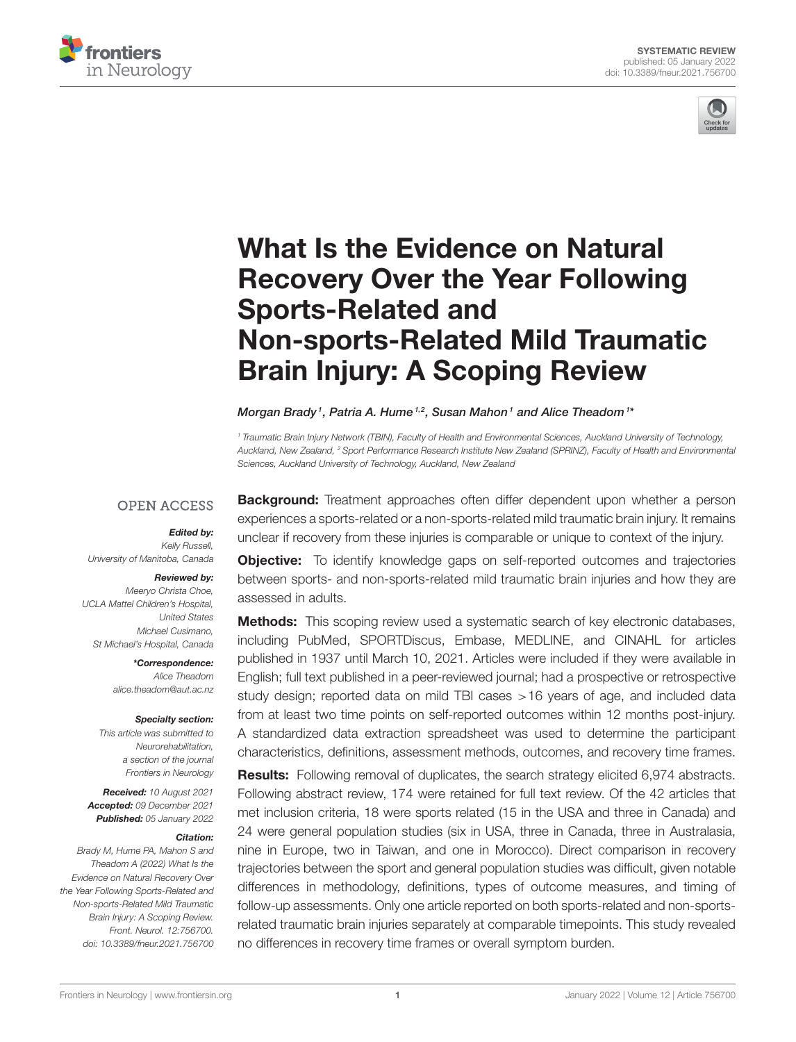SYSTEMATIC REVIEW
published: 05 January 2022
doi: 10.3389/fneur.2021.756700

# What Is the Evidence on Natural Recovery Over the Year Following Sports-Related and Non-sports-Related Mild Traumatic Brain Injury: A Scoping Review

*Morgan Brady[1], Patria A. Hume[1,2], Susan Mahon[1] and Alice Theadom[1]**

[1] Traumatic Brain Injury Network (TBIN), Faculty of Health and Environmental Sciences, Auckland University of Technology, Auckland, New Zealand, [2] Sport Performance Research Institute New Zealand (SPRINZ), Faculty of Health and Environmental Sciences, Auckland University of Technology, Auckland, New Zealand

OPEN ACCESS

***Edited by:***
Kelly Russell,
University of Manitoba, Canada

***Reviewed by:***
Meeryo Christa Choe,
UCLA Mattel Children's Hospital,
United States
Michael Cusimano,
St Michael's Hospital, Canada

***\*Correspondence:***
Alice Theadom
alice.theadom@aut.ac.nz

***Specialty section:***
This article was submitted to
Neurorehabilitation,
a section of the journal
Frontiers in Neurology

***Received:*** 10 August 2021
***Accepted:*** 09 December 2021
***Published:*** 05 January 2022

***Citation:***
Brady M, Hume PA, Mahon S and Theadom A (2022) What Is the Evidence on Natural Recovery Over the Year Following Sports-Related and Non-sports-Related Mild Traumatic Brain Injury: A Scoping Review. Front. Neurol. 12:756700. doi: 10.3389/fneur.2021.756700

**Background:** Treatment approaches often differ dependent upon whether a person experiences a sports-related or a non-sports-related mild traumatic brain injury. It remains unclear if recovery from these injuries is comparable or unique to context of the injury.

**Objective:** To identify knowledge gaps on self-reported outcomes and trajectories between sports- and non-sports-related mild traumatic brain injuries and how they are assessed in adults.

**Methods:** This scoping review used a systematic search of key electronic databases, including PubMed, SPORTDiscus, Embase, MEDLINE, and CINAHL for articles published in 1937 until March 10, 2021. Articles were included if they were available in English; full text published in a peer-reviewed journal; had a prospective or retrospective study design; reported data on mild TBI cases >16 years of age, and included data from at least two time points on self-reported outcomes within 12 months post-injury. A standardized data extraction spreadsheet was used to determine the participant characteristics, definitions, assessment methods, outcomes, and recovery time frames.

**Results:** Following removal of duplicates, the search strategy elicited 6,974 abstracts. Following abstract review, 174 were retained for full text review. Of the 42 articles that met inclusion criteria, 18 were sports related (15 in the USA and three in Canada) and 24 were general population studies (six in USA, three in Canada, three in Australasia, nine in Europe, two in Taiwan, and one in Morocco). Direct comparison in recovery trajectories between the sport and general population studies was difficult, given notable differences in methodology, definitions, types of outcome measures, and timing of follow-up assessments. Only one article reported on both sports-related and non-sports-related traumatic brain injuries separately at comparable timepoints. This study revealed no differences in recovery time frames or overall symptom burden.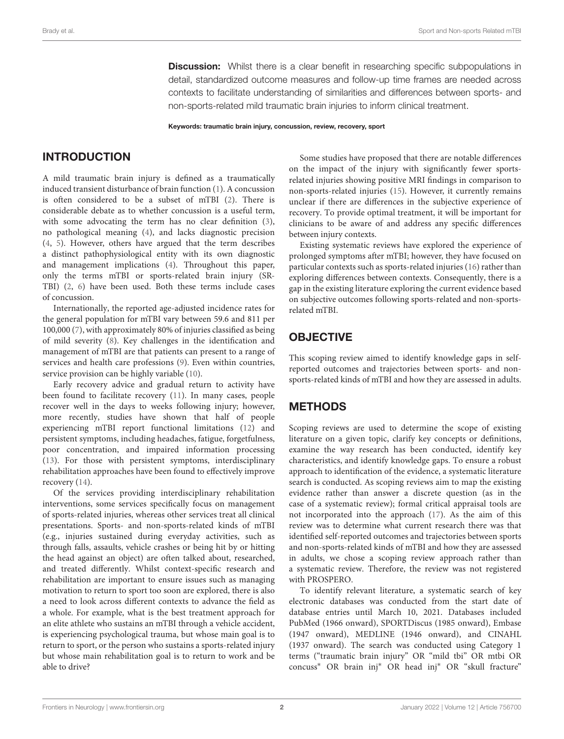**Discussion:** Whilst there is a clear benefit in researching specific subpopulations in detail, standardized outcome measures and follow-up time frames are needed across contexts to facilitate understanding of similarities and differences between sports- and non-sports-related mild traumatic brain injuries to inform clinical treatment.

**Keywords: traumatic brain injury, concussion, review, recovery, sport**

## INTRODUCTION

A mild traumatic brain injury is defined as a traumatically induced transient disturbance of brain function (1). A concussion is often considered to be a subset of mTBI (2). There is considerable debate as to whether concussion is a useful term, with some advocating the term has no clear definition (3), no pathological meaning (4), and lacks diagnostic precision (4, 5). However, others have argued that the term describes a distinct pathophysiological entity with its own diagnostic and management implications (4). Throughout this paper, only the terms mTBI or sports-related brain injury (SR-TBI) (2, 6) have been used. Both these terms include cases of concussion.

Internationally, the reported age-adjusted incidence rates for the general population for mTBI vary between 59.6 and 811 per 100,000 (7), with approximately 80% of injuries classified as being of mild severity (8). Key challenges in the identification and management of mTBI are that patients can present to a range of services and health care professions (9). Even within countries, service provision can be highly variable (10).

Early recovery advice and gradual return to activity have been found to facilitate recovery (11). In many cases, people recover well in the days to weeks following injury; however, more recently, studies have shown that half of people experiencing mTBI report functional limitations (12) and persistent symptoms, including headaches, fatigue, forgetfulness, poor concentration, and impaired information processing (13). For those with persistent symptoms, interdisciplinary rehabilitation approaches have been found to effectively improve recovery (14).

Of the services providing interdisciplinary rehabilitation interventions, some services specifically focus on management of sports-related injuries, whereas other services treat all clinical presentations. Sports- and non-sports-related kinds of mTBI (e.g., injuries sustained during everyday activities, such as through falls, assaults, vehicle crashes or being hit by or hitting the head against an object) are often talked about, researched, and treated differently. Whilst context-specific research and rehabilitation are important to ensure issues such as managing motivation to return to sport too soon are explored, there is also a need to look across different contexts to advance the field as a whole. For example, what is the best treatment approach for an elite athlete who sustains an mTBI through a vehicle accident, is experiencing psychological trauma, but whose main goal is to return to sport, or the person who sustains a sports-related injury but whose main rehabilitation goal is to return to work and be able to drive?

Some studies have proposed that there are notable differences on the impact of the injury with significantly fewer sports-related injuries showing positive MRI findings in comparison to non-sports-related injuries (15). However, it currently remains unclear if there are differences in the subjective experience of recovery. To provide optimal treatment, it will be important for clinicians to be aware of and address any specific differences between injury contexts.

Existing systematic reviews have explored the experience of prolonged symptoms after mTBI; however, they have focused on particular contexts such as sports-related injuries (16) rather than exploring differences between contexts. Consequently, there is a gap in the existing literature exploring the current evidence based on subjective outcomes following sports-related and non-sports-related mTBI.

## OBJECTIVE

This scoping review aimed to identify knowledge gaps in self-reported outcomes and trajectories between sports- and non-sports-related kinds of mTBI and how they are assessed in adults.

## METHODS

Scoping reviews are used to determine the scope of existing literature on a given topic, clarify key concepts or definitions, examine the way research has been conducted, identify key characteristics, and identify knowledge gaps. To ensure a robust approach to identification of the evidence, a systematic literature search is conducted. As scoping reviews aim to map the existing evidence rather than answer a discrete question (as in the case of a systematic review); formal critical appraisal tools are not incorporated into the approach (17). As the aim of this review was to determine what current research there was that identified self-reported outcomes and trajectories between sports and non-sports-related kinds of mTBI and how they are assessed in adults, we chose a scoping review approach rather than a systematic review. Therefore, the review was not registered with PROSPERO.

To identify relevant literature, a systematic search of key electronic databases was conducted from the start date of database entries until March 10, 2021. Databases included PubMed (1966 onward), SPORTDiscus (1985 onward), Embase (1947 onward), MEDLINE (1946 onward), and CINAHL (1937 onward). The search was conducted using Category 1 terms ("traumatic brain injury" OR "mild tbi" OR mtbi OR concuss* OR brain inj* OR head inj* OR "skull fracture"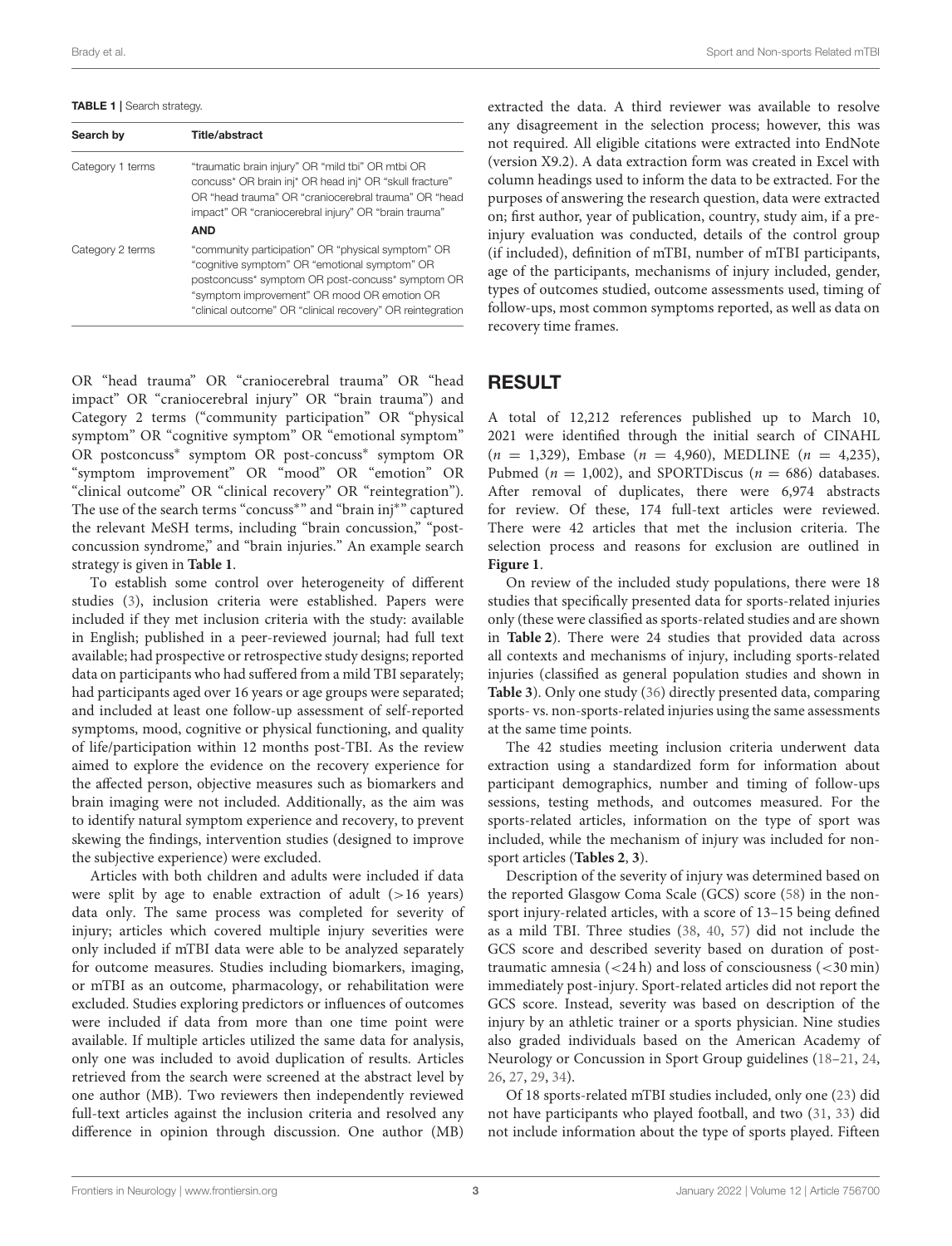**TABLE 1** | Search strategy.

| Search by | Title/abstract |
|---|---|
| Category 1 terms | "traumatic brain injury" OR "mild tbi" OR mtbi OR concuss* OR brain inj* OR head inj* OR "skull fracture" OR "head trauma" OR "craniocerebral trauma" OR "head impact" OR "craniocerebral injury" OR "brain trauma" |
| | **AND** |
| Category 2 terms | "community participation" OR "physical symptom" OR "cognitive symptom" OR "emotional symptom" OR postconcuss* symptom OR post-concuss* symptom OR "symptom improvement" OR mood OR emotion OR "clinical outcome" OR "clinical recovery" OR reintegration |

OR "head trauma" OR "craniocerebral trauma" OR "head impact" OR "craniocerebral injury" OR "brain trauma") and Category 2 terms ("community participation" OR "physical symptom" OR "cognitive symptom" OR "emotional symptom" OR postconcuss* symptom OR post-concuss* symptom OR "symptom improvement" OR "mood" OR "emotion" OR "clinical outcome" OR "clinical recovery" OR "reintegration"). The use of the search terms "concuss*" and "brain inj*" captured the relevant MeSH terms, including "brain concussion," "post-concussion syndrome," and "brain injuries." An example search strategy is given in **Table 1**.

To establish some control over heterogeneity of different studies (3), inclusion criteria were established. Papers were included if they met inclusion criteria with the study: available in English; published in a peer-reviewed journal; had full text available; had prospective or retrospective study designs; reported data on participants who had suffered from a mild TBI separately; had participants aged over 16 years or age groups were separated; and included at least one follow-up assessment of self-reported symptoms, mood, cognitive or physical functioning, and quality of life/participation within 12 months post-TBI. As the review aimed to explore the evidence on the recovery experience for the affected person, objective measures such as biomarkers and brain imaging were not included. Additionally, as the aim was to identify natural symptom experience and recovery, to prevent skewing the findings, intervention studies (designed to improve the subjective experience) were excluded.

Articles with both children and adults were included if data were split by age to enable extraction of adult (>16 years) data only. The same process was completed for severity of injury; articles which covered multiple injury severities were only included if mTBI data were able to be analyzed separately for outcome measures. Studies including biomarkers, imaging, or mTBI as an outcome, pharmacology, or rehabilitation were excluded. Studies exploring predictors or influences of outcomes were included if data from more than one time point were available. If multiple articles utilized the same data for analysis, only one was included to avoid duplication of results. Articles retrieved from the search were screened at the abstract level by one author (MB). Two reviewers then independently reviewed full-text articles against the inclusion criteria and resolved any difference in opinion through discussion. One author (MB) extracted the data. A third reviewer was available to resolve any disagreement in the selection process; however, this was not required. All eligible citations were extracted into EndNote (version X9.2). A data extraction form was created in Excel with column headings used to inform the data to be extracted. For the purposes of answering the research question, data were extracted on; first author, year of publication, country, study aim, if a pre-injury evaluation was conducted, details of the control group (if included), definition of mTBI, number of mTBI participants, age of the participants, mechanisms of injury included, gender, types of outcomes studied, outcome assessments used, timing of follow-ups, most common symptoms reported, as well as data on recovery time frames.

## RESULT

A total of 12,212 references published up to March 10, 2021 were identified through the initial search of CINAHL ($n$ = 1,329), Embase ($n$ = 4,960), MEDLINE ($n$ = 4,235), Pubmed ($n$ = 1,002), and SPORTDiscus ($n$ = 686) databases. After removal of duplicates, there were 6,974 abstracts for review. Of these, 174 full-text articles were reviewed. There were 42 articles that met the inclusion criteria. The selection process and reasons for exclusion are outlined in **Figure 1**.

On review of the included study populations, there were 18 studies that specifically presented data for sports-related injuries only (these were classified as sports-related studies and are shown in **Table 2**). There were 24 studies that provided data across all contexts and mechanisms of injury, including sports-related injuries (classified as general population studies and shown in **Table 3**). Only one study (36) directly presented data, comparing sports- vs. non-sports-related injuries using the same assessments at the same time points.

The 42 studies meeting inclusion criteria underwent data extraction using a standardized form for information about participant demographics, number and timing of follow-ups sessions, testing methods, and outcomes measured. For the sports-related articles, information on the type of sport was included, while the mechanism of injury was included for non-sport articles (**Tables 2**, **3**).

Description of the severity of injury was determined based on the reported Glasgow Coma Scale (GCS) score (58) in the non-sport injury-related articles, with a score of 13–15 being defined as a mild TBI. Three studies (38, 40, 57) did not include the GCS score and described severity based on duration of post-traumatic amnesia (<24 h) and loss of consciousness (<30 min) immediately post-injury. Sport-related articles did not report the GCS score. Instead, severity was based on description of the injury by an athletic trainer or a sports physician. Nine studies also graded individuals based on the American Academy of Neurology or Concussion in Sport Group guidelines (18–21, 24, 26, 27, 29, 34).

Of 18 sports-related mTBI studies included, only one (23) did not have participants who played football, and two (31, 33) did not include information about the type of sports played. Fifteen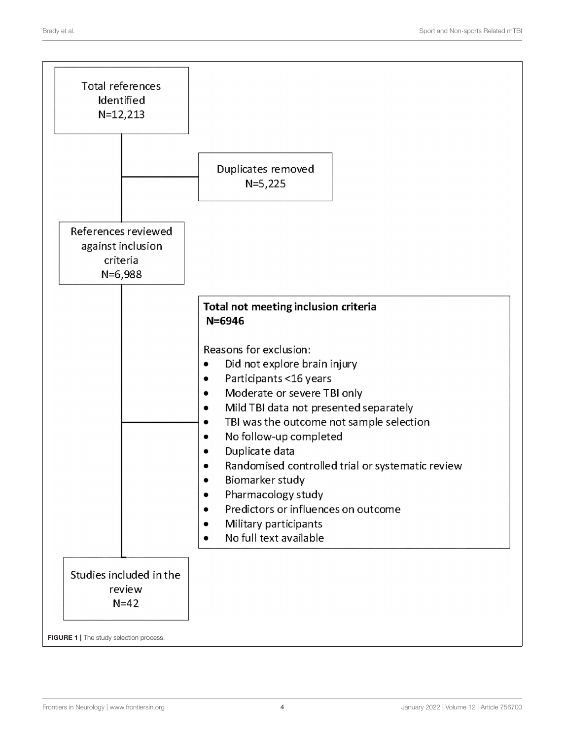Total references Identified N=12,213

Duplicates removed N=5,225

References reviewed against inclusion criteria N=6,988

**Total not meeting inclusion criteria N=6946**

Reasons for exclusion:

- Did not explore brain injury
- Participants <16 years
- Moderate or severe TBI only
- Mild TBI data not presented separately
- TBI was the outcome not sample selection
- No follow-up completed
- Duplicate data
- Randomised controlled trial or systematic review
- Biomarker study
- Pharmacology study
- Predictors or influences on outcome
- Military participants
- No full text available

Studies included in the review N=42

**FIGURE 1** | The study selection process.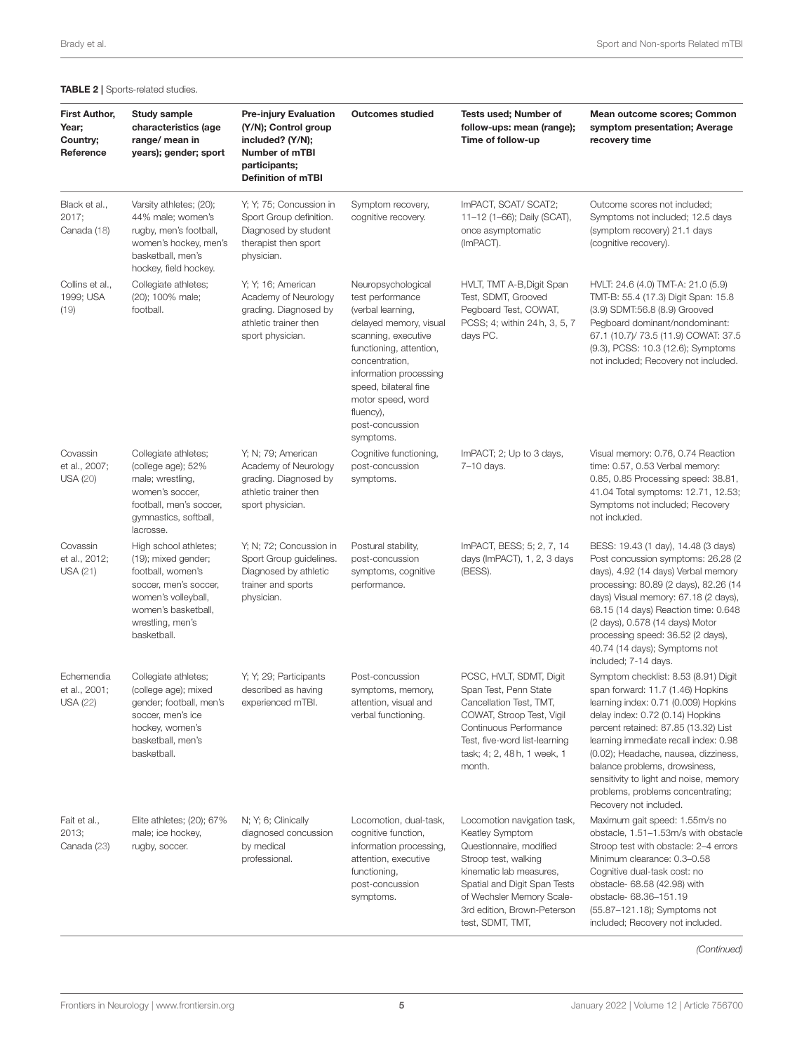**TABLE 2** | Sports-related studies.

| First Author, Year; Country; Reference | Study sample characteristics (age range/ mean in years); gender; sport | Pre-injury Evaluation (Y/N); Control group included? (Y/N); Number of mTBI participants; Definition of mTBI | Outcomes studied | Tests used; Number of follow-ups: mean (range); Time of follow-up | Mean outcome scores; Common symptom presentation; Average recovery time |
|---|---|---|---|---|---|
| Black et al., 2017; Canada (18) | Varsity athletes; (20); 44% male; women's rugby, men's football, women's hockey, men's basketball, men's hockey, field hockey. | Y; Y; 75; Concussion in Sport Group definition. Diagnosed by student therapist then sport physician. | Symptom recovery, cognitive recovery. | ImPACT, SCAT/ SCAT2; 11–12 (1–66); Daily (SCAT), once asymptomatic (ImPACT). | Outcome scores not included; Symptoms not included; 12.5 days (symptom recovery) 21.1 days (cognitive recovery). |
| Collins et al., 1999; USA (19) | Collegiate athletes; (20); 100% male; football. | Y; Y; 16; American Academy of Neurology grading. Diagnosed by athletic trainer then sport physician. | Neuropsychological test performance (verbal learning, delayed memory, visual scanning, executive functioning, attention, concentration, information processing speed, bilateral fine motor speed, word fluency), post-concussion symptoms. | HVLT, TMT A-B, Digit Span Test, SDMT, Grooved Pegboard Test, COWAT, PCSS; 4; within 24 h, 3, 5, 7 days PC. | HVLT: 24.6 (4.0) TMT-A: 21.0 (5.9) TMT-B: 55.4 (17.3) Digit Span: 15.8 (3.9) SDMT:56.8 (8.9) Grooved Pegboard dominant/nondominant: 67.1 (10.7)/ 73.5 (11.9) COWAT: 37.5 (9.3), PCSS: 10.3 (12.6); Symptoms not included; Recovery not included. |
| Covassin et al., 2007; USA (20) | Collegiate athletes; (college age); 52% male; wrestling, women's soccer, football, men's soccer, gymnastics, softball, lacrosse. | Y; N; 79; American Academy of Neurology grading. Diagnosed by athletic trainer then sport physician. | Cognitive functioning, post-concussion symptoms. | ImPACT; 2; Up to 3 days, 7–10 days. | Visual memory: 0.76, 0.74 Reaction time: 0.57, 0.53 Verbal memory: 0.85, 0.85 Processing speed: 38.81, 41.04 Total symptoms: 12.71, 12.53; Symptoms not included; Recovery not included. |
| Covassin et al., 2012; USA (21) | High school athletes; (19); mixed gender; football, women's soccer, men's soccer, women's volleyball, women's basketball, wrestling, men's basketball. | Y; N; 72; Concussion in Sport Group guidelines. Diagnosed by athletic trainer and sports physician. | Postural stability, post-concussion symptoms, cognitive performance. | ImPACT, BESS; 5; 2, 7, 14 days (ImPACT), 1, 2, 3 days (BESS). | BESS: 19.43 (1 day), 14.48 (3 days) Post concussion symptoms: 26.28 (2 days), 4.92 (14 days) Verbal memory processing: 80.89 (2 days), 82.26 (14 days) Visual memory: 67.18 (2 days), 68.15 (14 days) Reaction time: 0.648 (2 days), 0.578 (14 days) Motor processing speed: 36.52 (2 days), 40.74 (14 days); Symptoms not included; 7-14 days. |
| Echemendia et al., 2001; USA (22) | Collegiate athletes; (college age); mixed gender; football, men's soccer, men's ice hockey, women's basketball, men's basketball. | Y; Y; 29; Participants described as having experienced mTBI. | Post-concussion symptoms, memory, attention, visual and verbal functioning. | PCSC, HVLT, SDMT, Digit Span Test, Penn State Cancellation Test, TMT, COWAT, Stroop Test, Vigil Continuous Performance Test, five-word list-learning task; 4; 2, 48 h, 1 week, 1 month. | Symptom checklist: 8.53 (8.91) Digit span forward: 11.7 (1.46) Hopkins learning index: 0.71 (0.009) Hopkins delay index: 0.72 (0.14) Hopkins percent retained: 87.85 (13.32) List learning immediate recall index: 0.98 (0.02); Headache, nausea, dizziness, balance problems, drowsiness, sensitivity to light and noise, memory problems, problems concentrating; Recovery not included. |
| Fait et al., 2013; Canada (23) | Elite athletes; (20); 67% male; ice hockey, rugby, soccer. | N; Y; 6; Clinically diagnosed concussion by medical professional. | Locomotion, dual-task, cognitive function, information processing, attention, executive functioning, post-concussion symptoms. | Locomotion navigation task, Keatley Symptom Questionnaire, modified Stroop test, walking kinematic lab measures, Spatial and Digit Span Tests of Wechsler Memory Scale-3rd edition, Brown-Peterson test, SDMT, TMT, | Maximum gait speed: 1.55m/s no obstacle, 1.51–1.53m/s with obstacle Stroop test with obstacle: 2–4 errors Minimum clearance: 0.3–0.58 Cognitive dual-task cost: no obstacle- 68.58 (42.98) with obstacle- 68.36–151.19 (55.87–121.18); Symptoms not included; Recovery not included. |

*(Continued)*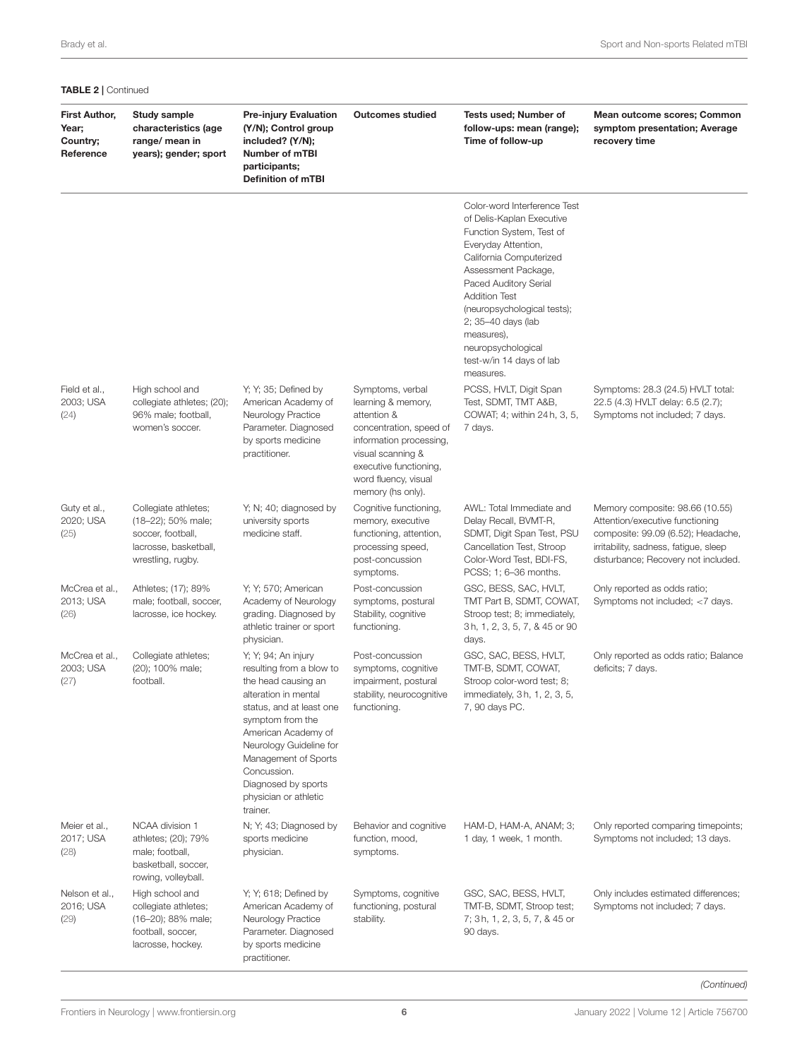**TABLE 2** | Continued

| First Author, Year; Country; Reference | Study sample characteristics (age range/ mean in years); gender; sport | Pre-injury Evaluation (Y/N); Control group included? (Y/N); Number of mTBI participants; Definition of mTBI | Outcomes studied | Tests used; Number of follow-ups: mean (range); Time of follow-up | Mean outcome scores; Common symptom presentation; Average recovery time |
|---|---|---|---|---|---|
| | | | | Color-word Interference Test of Delis-Kaplan Executive Function System, Test of Everyday Attention, California Computerized Assessment Package, Paced Auditory Serial Addition Test (neuropsychological tests); 2; 35–40 days (lab measures), neuropsychological test-w/in 14 days of lab measures. | |
| Field et al., 2003; USA (24) | High school and collegiate athletes; (20); 96% male; football, women's soccer. | Y; Y; 35; Defined by American Academy of Neurology Practice Parameter. Diagnosed by sports medicine practitioner. | Symptoms, verbal learning & memory, attention & concentration, speed of information processing, visual scanning & executive functioning, word fluency, visual memory (hs only). | PCSS, HVLT, Digit Span Test, SDMT, TMT A&B, COWAT; 4; within 24 h, 3, 5, 7 days. | Symptoms: 28.3 (24.5) HVLT total: 22.5 (4.3) HVLT delay: 6.5 (2.7); Symptoms not included; 7 days. |
| Guty et al., 2020; USA (25) | Collegiate athletes; (18–22); 50% male; soccer, football, lacrosse, basketball, wrestling, rugby. | Y; N; 40; diagnosed by university sports medicine staff. | Cognitive functioning, memory, executive functioning, attention, processing speed, post-concussion symptoms. | AWL: Total Immediate and Delay Recall, BVMT-R, SDMT, Digit Span Test, PSU Cancellation Test, Stroop Color-Word Test, BDI-FS, PCSS; 1; 6–36 months. | Memory composite: 98.66 (10.55) Attention/executive functioning composite: 99.09 (6.52); Headache, irritability, sadness, fatigue, sleep disturbance; Recovery not included. |
| McCrea et al., 2013; USA (26) | Athletes; (17); 89% male; football, soccer, lacrosse, ice hockey. | Y; Y; 570; American Academy of Neurology grading. Diagnosed by athletic trainer or sport physician. | Post-concussion symptoms, postural Stability, cognitive functioning. | GSC, BESS, SAC, HVLT, TMT Part B, SDMT, COWAT, Stroop test; 8; immediately, 3 h, 1, 2, 3, 5, 7, & 45 or 90 days. | Only reported as odds ratio; Symptoms not included; <7 days. |
| McCrea et al., 2003; USA (27) | Collegiate athletes; (20); 100% male; football. | Y; Y; 94; An injury resulting from a blow to the head causing an alteration in mental status, and at least one symptom from the American Academy of Neurology Guideline for Management of Sports Concussion. Diagnosed by sports physician or athletic trainer. | Post-concussion symptoms, cognitive impairment, postural stability, neurocognitive functioning. | GSC, SAC, BESS, HVLT, TMT-B, SDMT, COWAT, Stroop color-word test; 8; immediately, 3 h, 1, 2, 3, 5, 7, 90 days PC. | Only reported as odds ratio; Balance deficits; 7 days. |
| Meier et al., 2017; USA (28) | NCAA division 1 athletes; (20); 79% male; football, basketball, soccer, rowing, volleyball. | N; Y; 43; Diagnosed by sports medicine physician. | Behavior and cognitive function, mood, symptoms. | HAM-D, HAM-A, ANAM; 3; 1 day, 1 week, 1 month. | Only reported comparing timepoints; Symptoms not included; 13 days. |
| Nelson et al., 2016; USA (29) | High school and collegiate athletes; (16–20); 88% male; football, soccer, lacrosse, hockey. | Y; Y; 618; Defined by American Academy of Neurology Practice Parameter. Diagnosed by sports medicine practitioner. | Symptoms, cognitive functioning, postural stability. | GSC, SAC, BESS, HVLT, TMT-B, SDMT, Stroop test; 7; 3 h, 1, 2, 3, 5, 7, & 45 or 90 days. | Only includes estimated differences; Symptoms not included; 7 days. |

*(Continued)*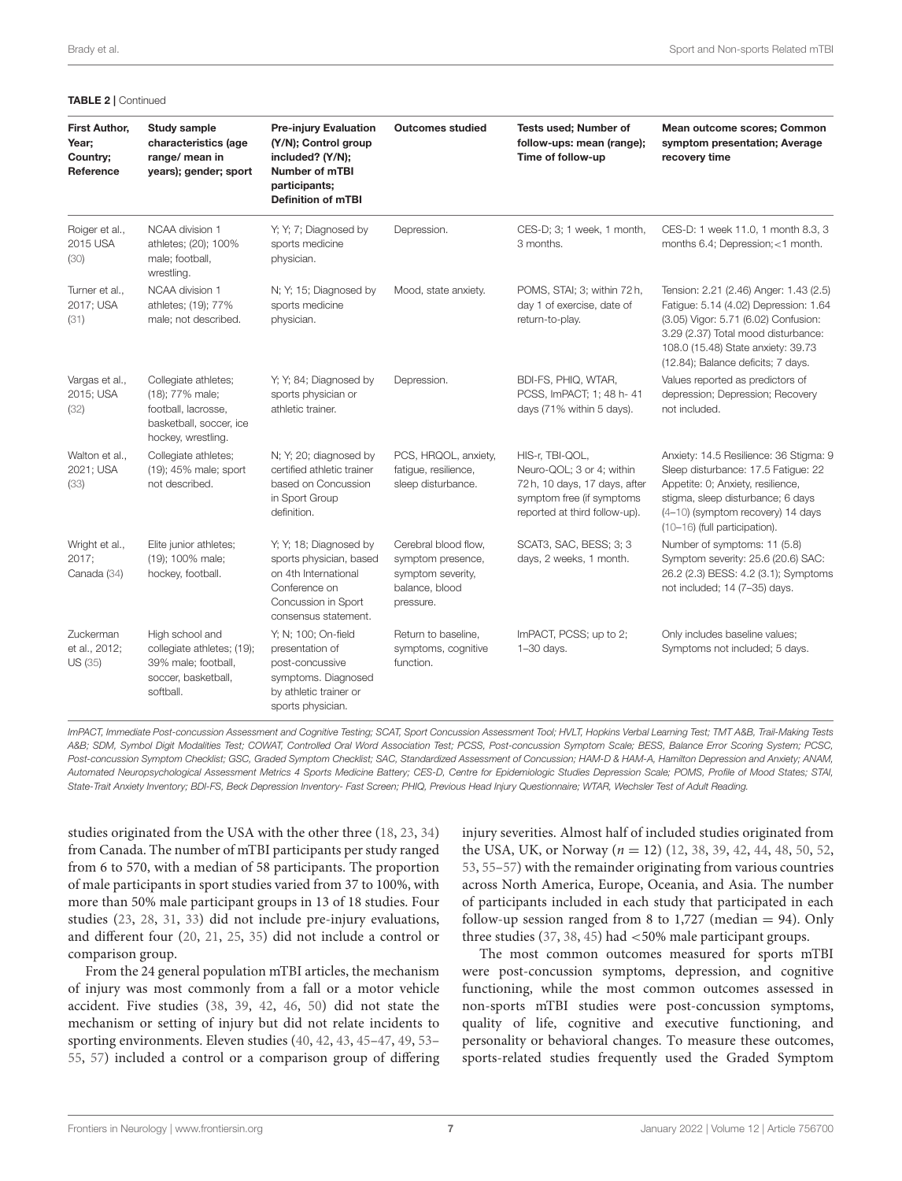**TABLE 2** | Continued

| First Author, Year; Country; Reference | Study sample characteristics (age range/ mean in years); gender; sport | Pre-injury Evaluation (Y/N); Control group included? (Y/N); Number of mTBI participants; Definition of mTBI | Outcomes studied | Tests used; Number of follow-ups: mean (range); Time of follow-up | Mean outcome scores; Common symptom presentation; Average recovery time |
|---|---|---|---|---|---|
| Roiger et al., 2015 USA (30) | NCAA division 1 athletes; (20); 100% male; football, wrestling. | Y; Y; 7; Diagnosed by sports medicine physician. | Depression. | CES-D; 3; 1 week, 1 month, 3 months. | CES-D: 1 week 11.0, 1 month 8.3, 3 months 6.4; Depression; <1 month. |
| Turner et al., 2017; USA (31) | NCAA division 1 athletes; (19); 77% male; not described. | N; Y; 15; Diagnosed by sports medicine physician. | Mood, state anxiety. | POMS, STAI; 3; within 72 h, day 1 of exercise, date of return-to-play. | Tension: 2.21 (2.46) Anger: 1.43 (2.5) Fatigue: 5.14 (4.02) Depression: 1.64 (3.05) Vigor: 5.71 (6.02) Confusion: 3.29 (2.37) Total mood disturbance: 108.0 (15.48) State anxiety: 39.73 (12.84); Balance deficits; 7 days. |
| Vargas et al., 2015; USA (32) | Collegiate athletes; (18); 77% male; football, lacrosse, basketball, soccer, ice hockey, wrestling. | Y; Y; 84; Diagnosed by sports physician or athletic trainer. | Depression. | BDI-FS, PHIQ, WTAR, PCSS, ImPACT; 1; 48 h- 41 days (71% within 5 days). | Values reported as predictors of depression; Depression; Recovery not included. |
| Walton et al., 2021; USA (33) | Collegiate athletes; (19); 45% male; sport not described. | N; Y; 20; diagnosed by certified athletic trainer based on Concussion in Sport Group definition. | PCS, HRQOL, anxiety, fatigue, resilience, sleep disturbance. | HIS-r, TBI-QOL, Neuro-QOL; 3 or 4; within 72 h, 10 days, 17 days, after symptom free (if symptoms reported at third follow-up). | Anxiety: 14.5 Resilience: 36 Stigma: 9 Sleep disturbance: 17.5 Fatigue: 22 Appetite: 0; Anxiety, resilience, stigma, sleep disturbance; 6 days (4–10) (symptom recovery) 14 days (10–16) (full participation). |
| Wright et al., 2017; Canada (34) | Elite junior athletes; (19); 100% male; hockey, football. | Y; Y; 18; Diagnosed by sports physician, based on 4th International Conference on Concussion in Sport consensus statement. | Cerebral blood flow, symptom presence, symptom severity, balance, blood pressure. | SCAT3, SAC, BESS; 3; 3 days, 2 weeks, 1 month. | Number of symptoms: 11 (5.8) Symptom severity: 25.6 (20.6) SAC: 26.2 (2.3) BESS: 4.2 (3.1); Symptoms not included; 14 (7–35) days. |
| Zuckerman et al., 2012; US (35) | High school and collegiate athletes; (19); 39% male; football, soccer, basketball, softball. | Y; N; 100; On-field presentation of post-concussive symptoms. Diagnosed by athletic trainer or sports physician. | Return to baseline, symptoms, cognitive function. | ImPACT, PCSS; up to 2; 1–30 days. | Only includes baseline values; Symptoms not included; 5 days. |

*ImPACT, Immediate Post-concussion Assessment and Cognitive Testing; SCAT, Sport Concussion Assessment Tool; HVLT, Hopkins Verbal Learning Test; TMT A&B, Trail-Making Tests A&B; SDM, Symbol Digit Modalities Test; COWAT, Controlled Oral Word Association Test; PCSS, Post-concussion Symptom Scale; BESS, Balance Error Scoring System; PCSC, Post-concussion Symptom Checklist; GSC, Graded Symptom Checklist; SAC, Standardized Assessment of Concussion; HAM-D & HAM-A, Hamilton Depression and Anxiety; ANAM, Automated Neuropsychological Assessment Metrics 4 Sports Medicine Battery; CES-D, Centre for Epidemiologic Studies Depression Scale; POMS, Profile of Mood States; STAI, State-Trait Anxiety Inventory; BDI-FS, Beck Depression Inventory- Fast Screen; PHIQ, Previous Head Injury Questionnaire; WTAR, Wechsler Test of Adult Reading.*

studies originated from the USA with the other three (18, 23, 34) from Canada. The number of mTBI participants per study ranged from 6 to 570, with a median of 58 participants. The proportion of male participants in sport studies varied from 37 to 100%, with more than 50% male participant groups in 13 of 18 studies. Four studies (23, 28, 31, 33) did not include pre-injury evaluations, and different four (20, 21, 25, 35) did not include a control or comparison group.

From the 24 general population mTBI articles, the mechanism of injury was most commonly from a fall or a motor vehicle accident. Five studies (38, 39, 42, 46, 50) did not state the mechanism or setting of injury but did not relate incidents to sporting environments. Eleven studies (40, 42, 43, 45–47, 49, 53–55, 57) included a control or a comparison group of differing injury severities. Almost half of included studies originated from the USA, UK, or Norway ($n = 12$) (12, 38, 39, 42, 44, 48, 50, 52, 53, 55–57) with the remainder originating from various countries across North America, Europe, Oceania, and Asia. The number of participants included in each study that participated in each follow-up session ranged from 8 to 1,727 (median = 94). Only three studies (37, 38, 45) had <50% male participant groups.

The most common outcomes measured for sports mTBI were post-concussion symptoms, depression, and cognitive functioning, while the most common outcomes assessed in non-sports mTBI studies were post-concussion symptoms, quality of life, cognitive and executive functioning, and personality or behavioral changes. To measure these outcomes, sports-related studies frequently used the Graded Symptom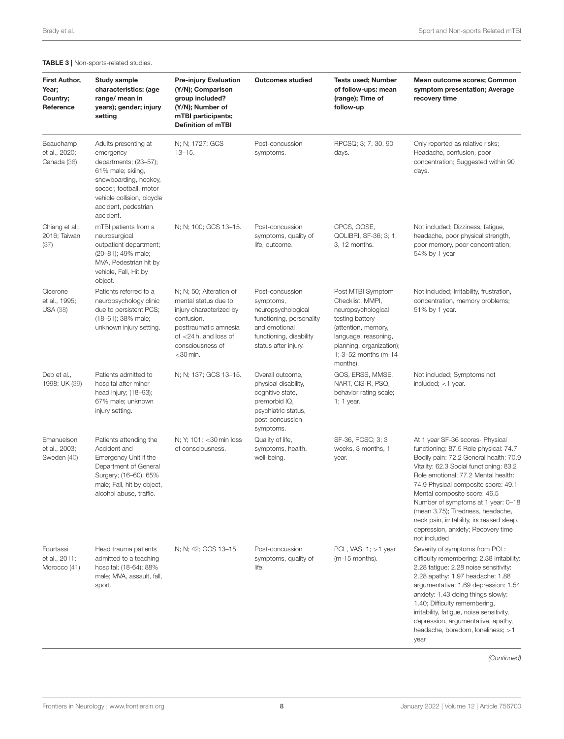**TABLE 3 |** Non-sports-related studies.

| First Author, Year; Country; Reference | Study sample characteristics: (age range/ mean in years); gender; injury setting | Pre-injury Evaluation (Y/N); Comparison group included? (Y/N); Number of mTBI participants; Definition of mTBI | Outcomes studied | Tests used; Number of follow-ups: mean (range); Time of follow-up | Mean outcome scores; Common symptom presentation; Average recovery time |
|---|---|---|---|---|---|
| Beauchamp et al., 2020; Canada (36) | Adults presenting at emergency departments; (23–57); 61% male; skiing, snowboarding, hockey, soccer, football, motor vehicle collision, bicycle accident, pedestrian accident. | N; N; 1727; GCS 13–15. | Post-concussion symptoms. | RPCSQ; 3; 7, 30, 90 days. | Only reported as relative risks; Headache, confusion, poor concentration; Suggested within 90 days. |
| Chiang et al., 2016; Taiwan (37) | mTBI patients from a neurosurgical outpatient department; (20–81); 49% male; MVA, Pedestrian hit by vehicle, Fall, Hit by object. | N; N; 100; GCS 13–15. | Post-concussion symptoms, quality of life, outcome. | CPCS, GOSE, QOLIBRI, SF-36; 3; 1, 3, 12 months. | Not included; Dizziness, fatigue, headache, poor physical strength, poor memory, poor concentration; 54% by 1 year |
| Cicerone et al., 1995; USA (38) | Patients referred to a neuropsychology clinic due to persistent PCS; (18–61); 38% male; unknown injury setting. | N; N; 50; Alteration of mental status due to injury characterized by confusion, posttraumatic amnesia of <24 h, and loss of consciousness of <30 min. | Post-concussion symptoms, neuropsychological functioning, personality and emotional functioning, disability status after injury. | Post MTBI Symptom Checklist, MMPI, neuropsychological testing battery (attention, memory, language, reasoning, planning, organization); 1; 3–52 months (m-14 months). | Not included; Irritability, frustration, concentration, memory problems; 51% by 1 year. |
| Deb et al., 1998; UK (39) | Patients admitted to hospital after minor head injury; (18–93); 67% male; unknown injury setting. | N; N; 137; GCS 13–15. | Overall outcome, physical disability, cognitive state, premorbid IQ, psychiatric status, post-concussion symptoms. | GOS, ERSS, MMSE, NART, CIS-R, PSQ, behavior rating scale; 1; 1 year. | Not included; Symptoms not included; <1 year. |
| Emanuelson et al., 2003; Sweden (40) | Patients attending the Accident and Emergency Unit if the Department of General Surgery; (16–60); 65% male; Fall, hit by object, alcohol abuse, traffic. | N; Y; 101; <30 min loss of consciousness. | Quality of life, symptoms, health, well-being. | SF-36, PCSC; 3; 3 weeks, 3 months, 1 year. | At 1 year SF-36 scores- Physical functioning: 87.5 Role physical: 74.7 Bodily pain: 72.2 General health: 70.9 Vitality: 62.3 Social functioning: 83.2 Role emotional: 77.2 Mental health: 74.9 Physical composite score: 49.1 Mental composite score: 46.5 Number of symptoms at 1 year: 0–18 (mean 3.75); Tiredness, headache, neck pain, irritability, increased sleep, depression, anxiety; Recovery time not included |
| Fourtassi et al., 2011; Morocco (41) | Head trauma patients admitted to a teaching hospital; (18-64); 88% male; MVA, assault, fall, sport. | N; N; 42; GCS 13–15. | Post-concussion symptoms, quality of life. | PCL, VAS; 1; >1 year (m-15 months). | Severity of symptoms from PCL: difficulty remembering: 2.38 irritability: 2.28 fatigue: 2.28 noise sensitivity: 2.28 apathy: 1.97 headache: 1.88 argumentative: 1.69 depression: 1.54 anxiety: 1.43 doing things slowly: 1.40; Difficulty remembering, irritability, fatigue, noise sensitivity, depression, argumentative, apathy, headache, boredom, loneliness; >1 year |

*(Continued)*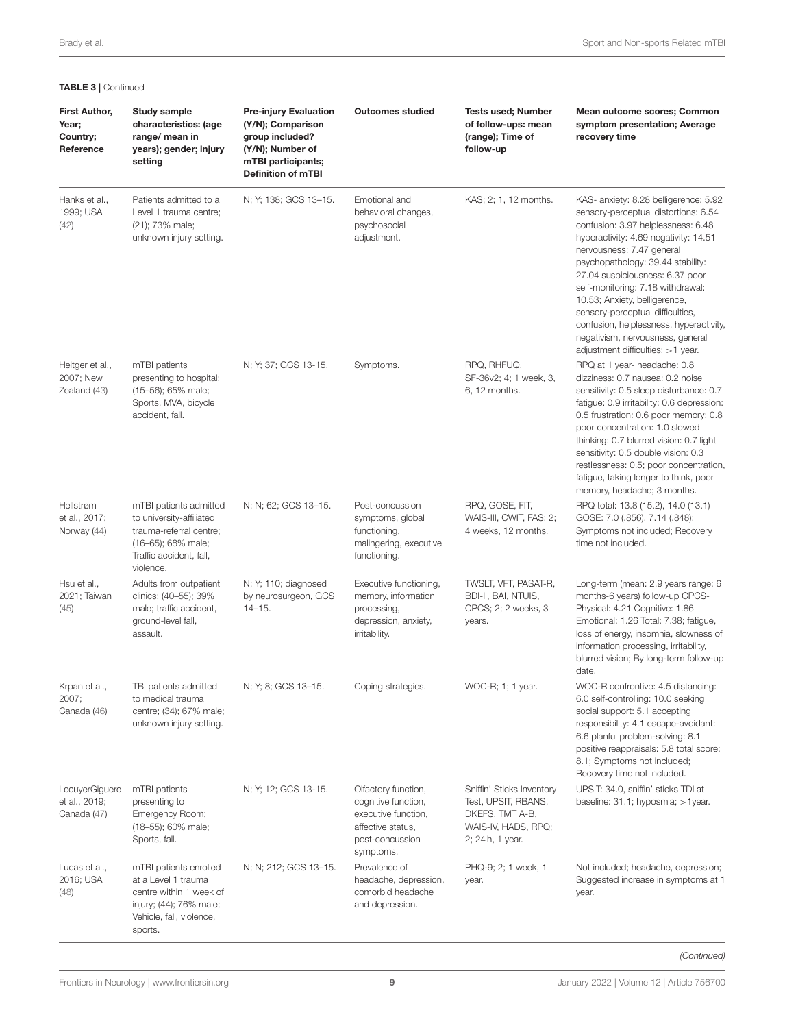**TABLE 3 |** Continued

| First Author, Year; Country; Reference | Study sample characteristics: (age range/ mean in years); gender; injury setting | Pre-injury Evaluation (Y/N); Comparison group included? (Y/N); Number of mTBI participants; Definition of mTBI | Outcomes studied | Tests used; Number of follow-ups: mean (range); Time of follow-up | Mean outcome scores; Common symptom presentation; Average recovery time |
|---|---|---|---|---|---|
| Hanks et al., 1999; USA (42) | Patients admitted to a Level 1 trauma centre; (21); 73% male; unknown injury setting. | N; Y; 138; GCS 13–15. | Emotional and behavioral changes, psychosocial adjustment. | KAS; 2; 1, 12 months. | KAS- anxiety: 8.28 belligerence: 5.92 sensory-perceptual distortions: 6.54 confusion: 3.97 helplessness: 6.48 hyperactivity: 4.69 negativity: 14.51 nervousness: 7.47 general psychopathology: 39.44 stability: 27.04 suspiciousness: 6.37 poor self-monitoring: 7.18 withdrawal: 10.53; Anxiety, belligerence, sensory-perceptual difficulties, confusion, helplessness, hyperactivity, negativism, nervousness, general adjustment difficulties; >1 year. |
| Heitger et al., 2007; New Zealand (43) | mTBI patients presenting to hospital; (15–56); 65% male; Sports, MVA, bicycle accident, fall. | N; Y; 37; GCS 13-15. | Symptoms. | RPQ, RHFUQ, SF-36v2; 4; 1 week, 3, 6, 12 months. | RPQ at 1 year- headache: 0.8 dizziness: 0.7 nausea: 0.2 noise sensitivity: 0.5 sleep disturbance: 0.7 fatigue: 0.9 irritability: 0.6 depression: 0.5 frustration: 0.6 poor memory: 0.8 poor concentration: 1.0 slowed thinking: 0.7 blurred vision: 0.7 light sensitivity: 0.5 double vision: 0.3 restlessness: 0.5; poor concentration, fatigue, taking longer to think, poor memory, headache; 3 months. |
| Hellstrøm et al., 2017; Norway (44) | mTBI patients admitted to university-affiliated trauma-referral centre; (16–65); 68% male; Traffic accident, fall, violence. | N; N; 62; GCS 13–15. | Post-concussion symptoms, global functioning, malingering, executive functioning. | RPQ, GOSE, FIT, WAIS-III, CWIT, FAS; 2; 4 weeks, 12 months. | RPQ total: 13.8 (15.2), 14.0 (13.1) GOSE: 7.0 (.856), 7.14 (.848); Symptoms not included; Recovery time not included. |
| Hsu et al., 2021; Taiwan (45) | Adults from outpatient clinics; (40–55); 39% male; traffic accident, ground-level fall, assault. | N; Y; 110; diagnosed by neurosurgeon, GCS 14–15. | Executive functioning, memory, information processing, depression, anxiety, irritability. | TWSLT, VFT, PASAT-R, BDI-II, BAI, NTUIS, CPCS; 2; 2 weeks, 3 years. | Long-term (mean: 2.9 years range: 6 months-6 years) follow-up CPCS-Physical: 4.21 Cognitive: 1.86 Emotional: 1.26 Total: 7.38; fatigue, loss of energy, insomnia, slowness of information processing, irritability, blurred vision; By long-term follow-up date. |
| Krpan et al., 2007; Canada (46) | TBI patients admitted to medical trauma centre; (34); 67% male; unknown injury setting. | N; Y; 8; GCS 13–15. | Coping strategies. | WOC-R; 1; 1 year. | WOC-R confrontive: 4.5 distancing: 6.0 self-controlling: 10.0 seeking social support: 5.1 accepting responsibility: 4.1 escape-avoidant: 6.6 planful problem-solving: 8.1 positive reappraisals: 5.8 total score: 8.1; Symptoms not included; Recovery time not included. |
| LecuyerGiguere et al., 2019; Canada (47) | mTBI patients presenting to Emergency Room; (18–55); 60% male; Sports, fall. | N; Y; 12; GCS 13-15. | Olfactory function, cognitive function, executive function, affective status, post-concussion symptoms. | Sniffin' Sticks Inventory Test, UPSIT, RBANS, DKEFS, TMT A-B, WAIS-IV, HADS, RPQ; 2; 24 h, 1 year. | UPSIT: 34.0, sniffin' sticks TDI at baseline: 31.1; hyposmia; >1year. |
| Lucas et al., 2016; USA (48) | mTBI patients enrolled at a Level 1 trauma centre within 1 week of injury; (44); 76% male; Vehicle, fall, violence, sports. | N; N; 212; GCS 13–15. | Prevalence of headache, depression, comorbid headache and depression. | PHQ-9; 2; 1 week, 1 year. | Not included; headache, depression; Suggested increase in symptoms at 1 year. |

*(Continued)*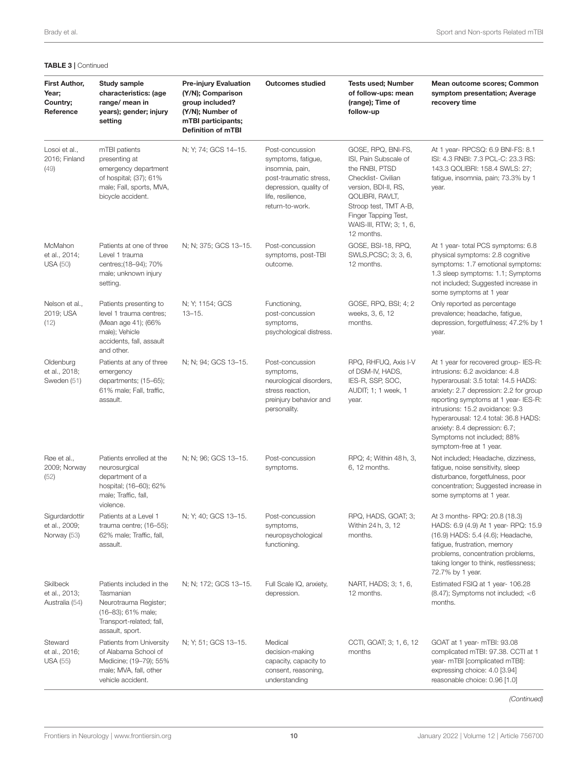**TABLE 3 |** Continued

| First Author, Year; Country; Reference | Study sample characteristics: (age range/ mean in years); gender; injury setting | Pre-injury Evaluation (Y/N); Comparison group included? (Y/N); Number of mTBI participants; Definition of mTBI | Outcomes studied | Tests used; Number of follow-ups: mean (range); Time of follow-up | Mean outcome scores; Common symptom presentation; Average recovery time |
|---|---|---|---|---|---|
| Losoi et al., 2016; Finland (49) | mTBI patients presenting at emergency department of hospital; (37); 61% male; Fall, sports, MVA, bicycle accident. | N; Y; 74; GCS 14–15. | Post-concussion symptoms, fatigue, insomnia, pain, post-traumatic stress, depression, quality of life, resilience, return-to-work. | GOSE, RPQ, BNI-FS, ISI, Pain Subscale of the RNBI, PTSD Checklist- Civilian version, BDI-II, RS, QOLIBRI, RAVLT, Stroop test, TMT A-B, Finger Tapping Test, WAIS-III, RTW; 3; 1, 6, 12 months. | At 1 year- RPCSQ: 6.9 BNI-FS: 8.1 ISI: 4.3 RNBI: 7.3 PCL-C: 23.3 RS: 143.3 QOLIBRI: 158.4 SWLS: 27; fatigue, insomnia, pain; 73.3% by 1 year. |
| McMahon et al., 2014; USA (50) | Patients at one of three Level 1 trauma centres;(18–94); 70% male; unknown injury setting. | N; N; 375; GCS 13–15. | Post-concussion symptoms, post-TBI outcome. | GOSE, BSI-18, RPQ, SWLS,PCSC; 3; 3, 6, 12 months. | At 1 year- total PCS symptoms: 6.8 physical symptoms: 2.8 cognitive symptoms: 1.7 emotional symptoms: 1.3 sleep symptoms: 1.1; Symptoms not included; Suggested increase in some symptoms at 1 year |
| Nelson et al., 2019; USA (12) | Patients presenting to level 1 trauma centres; (Mean age 41); (66% male); Vehicle accidents, fall, assault and other. | N; Y; 1154; GCS 13–15. | Functioning, post-concussion symptoms, psychological distress. | GOSE, RPQ, BSI; 4; 2 weeks, 3, 6, 12 months. | Only reported as percentage prevalence; headache, fatigue, depression, forgetfulness; 47.2% by 1 year. |
| Oldenburg et al., 2018; Sweden (51) | Patients at any of three emergency departments; (15–65); 61% male; Fall, traffic, assault. | N; N; 94; GCS 13–15. | Post-concussion symptoms, neurological disorders, stress reaction, preinjury behavior and personality. | RPQ, RHFUQ, Axis I-V of DSM-IV, HADS, IES-R, SSP, SOC, AUDIT; 1; 1 week, 1 year. | At 1 year for recovered group- IES-R: intrusions: 6.2 avoidance: 4.8 hyperarousal: 3.5 total: 14.5 HADS: anxiety: 2.7 depression: 2.2 for group reporting symptoms at 1 year- IES-R: intrusions: 15.2 avoidance: 9.3 hyperarousal: 12.4 total: 36.8 HADS: anxiety: 8.4 depression: 6.7; Symptoms not included; 88% symptom-free at 1 year. |
| Røe et al., 2009; Norway (52) | Patients enrolled at the neurosurgical department of a hospital; (16–60); 62% male; Traffic, fall, violence. | N; N; 96; GCS 13–15. | Post-concussion symptoms. | RPQ; 4; Within 48 h, 3, 6, 12 months. | Not included; Headache, dizziness, fatigue, noise sensitivity, sleep disturbance, forgetfulness, poor concentration; Suggested increase in some symptoms at 1 year. |
| Sigurdardottir et al., 2009; Norway (53) | Patients at a Level 1 trauma centre; (16–55); 62% male; Traffic, fall, assault. | N; Y; 40; GCS 13–15. | Post-concussion symptoms, neuropsychological functioning. | RPQ, HADS, GOAT; 3; Within 24 h, 3, 12 months. | At 3 months- RPQ: 20.8 (18.3) HADS: 6.9 (4.9) At 1 year- RPQ: 15.9 (16.9) HADS: 5.4 (4.6); Headache, fatigue, frustration, memory problems, concentration problems, taking longer to think, restlessness; 72.7% by 1 year. |
| Skilbeck et al., 2013; Australia (54) | Patients included in the Tasmanian Neurotrauma Register; (16–83); 61% male; Transport-related; fall, assault, sport. | N; N; 172; GCS 13–15. | Full Scale IQ, anxiety, depression. | NART, HADS; 3; 1, 6, 12 months. | Estimated FSIQ at 1 year- 106.28 (8.47); Symptoms not included; <6 months. |
| Steward et al., 2016; USA (55) | Patients from University of Alabama School of Medicine; (19–79); 55% male; MVA, fall, other vehicle accident. | N; Y; 51; GCS 13–15. | Medical decision-making capacity, capacity to consent, reasoning, understanding | CCTI, GOAT; 3; 1, 6, 12 months | GOAT at 1 year- mTBI: 93.08 complicated mTBI: 97.38. CCTI at 1 year- mTBI [complicated mTBI]: expressing choice: 4.0 [3.94] reasonable choice: 0.96 [1.0] |

*(Continued)*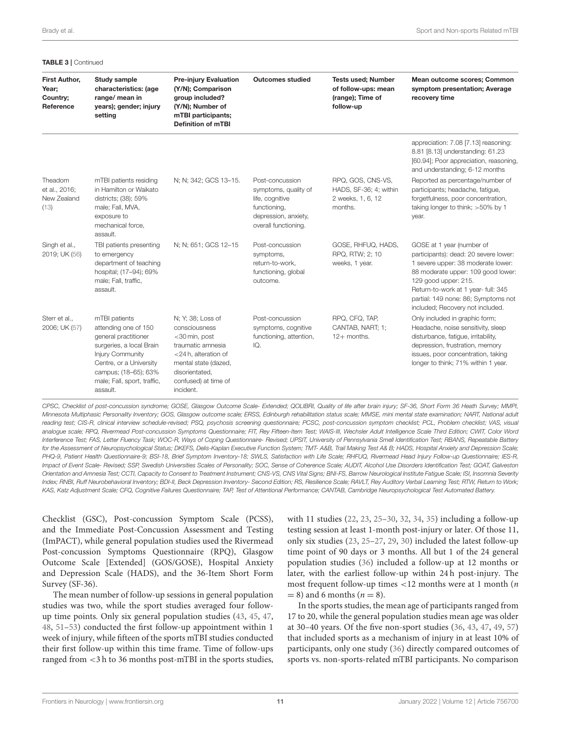**TABLE 3** | Continued

| First Author, Year; Country; Reference | Study sample characteristics: (age range/ mean in years); gender; injury setting | Pre-injury Evaluation (Y/N); Comparison group included? (Y/N); Number of mTBI participants; Definition of mTBI | Outcomes studied | Tests used; Number of follow-ups: mean (range); Time of follow-up | Mean outcome scores; Common symptom presentation; Average recovery time |
|---|---|---|---|---|---|
| | | | | | appreciation: 7.08 [7.13] reasoning: 8.81 [8.13] understanding: 61.23 [60.94]; Poor appreciation, reasoning, and understanding; 6-12 months |
| Theadom et al., 2016; New Zealand (13) | mTBI patients residing in Hamilton or Waikato districts; (38); 59% male; Fall, MVA, exposure to mechanical force, assault. | N; N; 342; GCS 13–15. | Post-concussion symptoms, quality of life, cognitive functioning, depression, anxiety, overall functioning. | RPQ, GOS, CNS-VS, HADS, SF-36; 4; within 2 weeks, 1, 6, 12 months. | Reported as percentage/number of participants; headache, fatigue, forgetfulness, poor concentration, taking longer to think; >50% by 1 year. |
| Singh et al., 2019; UK (56) | TBI patients presenting to emergency department of teaching hospital; (17–94); 69% male; Fall, traffic, assault. | N; N; 651; GCS 12–15 | Post-concussion symptoms, return-to-work, functioning, global outcome. | GOSE, RHFUQ, HADS, RPQ, RTW; 2; 10 weeks, 1 year. | GOSE at 1 year (number of participants): dead: 20 severe lower: 1 severe upper: 38 moderate lower: 88 moderate upper: 109 good lower: 129 good upper: 215. Return-to-work at 1 year- full: 345 partial: 149 none: 86; Symptoms not included; Recovery not included. |
| Sterr et al., 2006; UK (57) | mTBI patients attending one of 150 general practitioner surgeries, a local Brain Injury Community Centre, or a University campus; (18–65); 63% male; Fall, sport, traffic, assault. | N; Y; 38; Loss of consciousness <30 min, post traumatic amnesia <24 h, alteration of mental state (dazed, disorientated, confused) at time of incident. | Post-concussion symptoms, cognitive functioning, attention, IQ. | RPQ, CFQ, TAP, CANTAB, NART; 1; 12+ months. | Only included in graphic form; Headache, noise sensitivity, sleep disturbance, fatigue, irritability, depression, frustration, memory issues, poor concentration, taking longer to think; 71% within 1 year. |

*CPSC, Checklist of post-concussion syndrome; GOSE, Glasgow Outcome Scale- Extended; QOLIBRI, Quality of life after brain injury; SF-36, Short Form 36 Heath Survey; MMPI, Minnesota Multiphasic Personality Inventory; GOS, Glasgow outcome scale; ERSS, Edinburgh rehabilitation status scale; MMSE, mini mental state examination; NART, National adult reading test; CIS-R, clinical interview schedule-revised; PSQ, psychosis screening questionnaire; PCSC, post-concussion symptom checklist; PCL, Problem checklist; VAS, visual analogue scale; RPQ, Rivermead Post-concussion Symptoms Questionnaire; FIT, Rey Fifteen-Item Test; WAIS-III, Wechsler Adult Intelligence Scale Third Edition; CWIT, Color Word Interference Test; FAS, Letter Fluency Task; WOC-R, Ways of Coping Questionnaire- Revised; UPSIT, University of Pennsylvania Smell Identification Test; RBANS, Repeatable Battery for the Assessment of Neuropsychological Status; DKEFS, Delis-Kaplan Executive Function System; TMT- A&B, Trail Making Test A& B; HADS, Hospital Anxiety and Depression Scale; PHQ-9, Patient Health Questionnaire-9; BSI-18, Brief Symptom Inventory-18; SWLS, Satisfaction with Life Scale; RHFUQ, Rivermead Head Injury Follow-up Questionnaire; IES-R, Impact of Event Scale- Revised; SSP, Swedish Universities Scales of Personality; SOC, Sense of Coherence Scale; AUDIT, Alcohol Use Disorders Identification Test; GOAT, Galveston Orientation and Amnesia Test; CCTI, Capacity to Consent to Treatment Instrument; CNS-VS, CNS Vital Signs; BNI-FS, Barrow Neurological Institute Fatigue Scale; ISI, Insomnia Severity Index; RNBI, Ruff Neurobehavioral Inventory; BDI-II, Beck Depression Inventory- Second Edition; RS, Resilience Scale; RAVLT, Rey Auditory Verbal Learning Test; RTW, Return to Work; KAS, Katz Adjustment Scale; CFQ, Cognitive Failures Questionnaire; TAP, Test of Attentional Performance; CANTAB, Cambridge Neuropsychological Test Automated Battery.*

Checklist (GSC), Post-concussion Symptom Scale (PCSS), and the Immediate Post-Concussion Assessment and Testing (ImPACT), while general population studies used the Rivermead Post-concussion Symptoms Questionnaire (RPQ), Glasgow Outcome Scale [Extended] (GOS/GOSE), Hospital Anxiety and Depression Scale (HADS), and the 36-Item Short Form Survey (SF-36).

The mean number of follow-up sessions in general population studies was two, while the sport studies averaged four follow-up time points. Only six general population studies (43, 45, 47, 48, 51–53) conducted the first follow-up appointment within 1 week of injury, while fifteen of the sports mTBI studies conducted their first follow-up within this time frame. Time of follow-ups ranged from <3 h to 36 months post-mTBI in the sports studies, with 11 studies (22, 23, 25–30, 32, 34, 35) including a follow-up testing session at least 1-month post-injury or later. Of those 11, only six studies (23, 25–27, 29, 30) included the latest follow-up time point of 90 days or 3 months. All but 1 of the 24 general population studies (36) included a follow-up at 12 months or later, with the earliest follow-up within 24 h post-injury. The most frequent follow-up times <12 months were at 1 month ($n = 8$) and 6 months ($n = 8$).

In the sports studies, the mean age of participants ranged from 17 to 20, while the general population studies mean age was older at 30–40 years. Of the five non-sport studies (36, 43, 47, 49, 57) that included sports as a mechanism of injury in at least 10% of participants, only one study (36) directly compared outcomes of sports vs. non-sports-related mTBI participants. No comparison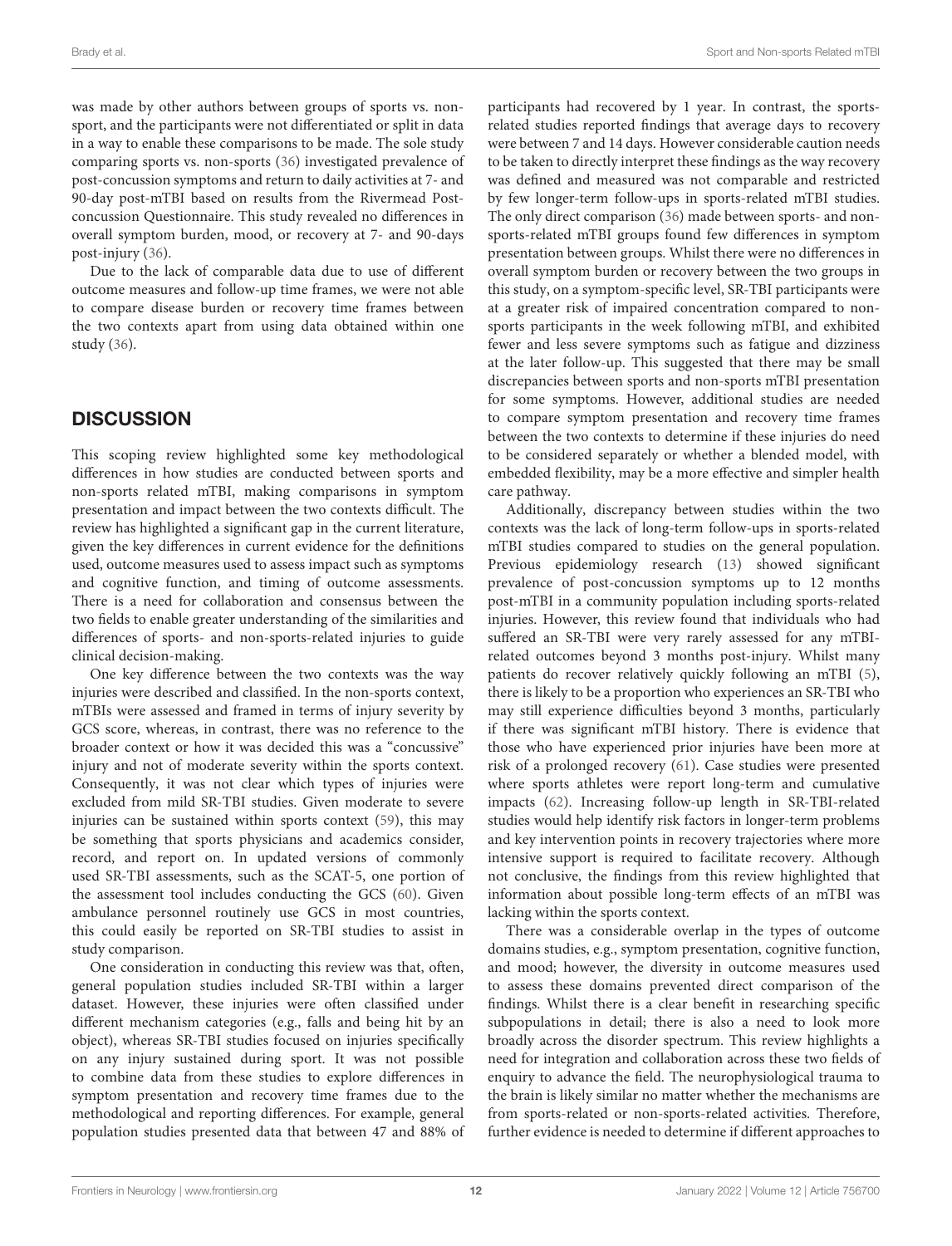was made by other authors between groups of sports vs. non-sport, and the participants were not differentiated or split in data in a way to enable these comparisons to be made. The sole study comparing sports vs. non-sports (36) investigated prevalence of post-concussion symptoms and return to daily activities at 7- and 90-day post-mTBI based on results from the Rivermead Post-concussion Questionnaire. This study revealed no differences in overall symptom burden, mood, or recovery at 7- and 90-days post-injury (36).

Due to the lack of comparable data due to use of different outcome measures and follow-up time frames, we were not able to compare disease burden or recovery time frames between the two contexts apart from using data obtained within one study (36).

## DISCUSSION

This scoping review highlighted some key methodological differences in how studies are conducted between sports and non-sports related mTBI, making comparisons in symptom presentation and impact between the two contexts difficult. The review has highlighted a significant gap in the current literature, given the key differences in current evidence for the definitions used, outcome measures used to assess impact such as symptoms and cognitive function, and timing of outcome assessments. There is a need for collaboration and consensus between the two fields to enable greater understanding of the similarities and differences of sports- and non-sports-related injuries to guide clinical decision-making.

One key difference between the two contexts was the way injuries were described and classified. In the non-sports context, mTBIs were assessed and framed in terms of injury severity by GCS score, whereas, in contrast, there was no reference to the broader context or how it was decided this was a "concussive" injury and not of moderate severity within the sports context. Consequently, it was not clear which types of injuries were excluded from mild SR-TBI studies. Given moderate to severe injuries can be sustained within sports context (59), this may be something that sports physicians and academics consider, record, and report on. In updated versions of commonly used SR-TBI assessments, such as the SCAT-5, one portion of the assessment tool includes conducting the GCS (60). Given ambulance personnel routinely use GCS in most countries, this could easily be reported on SR-TBI studies to assist in study comparison.

One consideration in conducting this review was that, often, general population studies included SR-TBI within a larger dataset. However, these injuries were often classified under different mechanism categories (e.g., falls and being hit by an object), whereas SR-TBI studies focused on injuries specifically on any injury sustained during sport. It was not possible to combine data from these studies to explore differences in symptom presentation and recovery time frames due to the methodological and reporting differences. For example, general population studies presented data that between 47 and 88% of participants had recovered by 1 year. In contrast, the sports-related studies reported findings that average days to recovery were between 7 and 14 days. However considerable caution needs to be taken to directly interpret these findings as the way recovery was defined and measured was not comparable and restricted by few longer-term follow-ups in sports-related mTBI studies. The only direct comparison (36) made between sports- and non-sports-related mTBI groups found few differences in symptom presentation between groups. Whilst there were no differences in overall symptom burden or recovery between the two groups in this study, on a symptom-specific level, SR-TBI participants were at a greater risk of impaired concentration compared to non-sports participants in the week following mTBI, and exhibited fewer and less severe symptoms such as fatigue and dizziness at the later follow-up. This suggested that there may be small discrepancies between sports and non-sports mTBI presentation for some symptoms. However, additional studies are needed to compare symptom presentation and recovery time frames between the two contexts to determine if these injuries do need to be considered separately or whether a blended model, with embedded flexibility, may be a more effective and simpler health care pathway.

Additionally, discrepancy between studies within the two contexts was the lack of long-term follow-ups in sports-related mTBI studies compared to studies on the general population. Previous epidemiology research (13) showed significant prevalence of post-concussion symptoms up to 12 months post-mTBI in a community population including sports-related injuries. However, this review found that individuals who had suffered an SR-TBI were very rarely assessed for any mTBI-related outcomes beyond 3 months post-injury. Whilst many patients do recover relatively quickly following an mTBI (5), there is likely to be a proportion who experiences an SR-TBI who may still experience difficulties beyond 3 months, particularly if there was significant mTBI history. There is evidence that those who have experienced prior injuries have been more at risk of a prolonged recovery (61). Case studies were presented where sports athletes were report long-term and cumulative impacts (62). Increasing follow-up length in SR-TBI-related studies would help identify risk factors in longer-term problems and key intervention points in recovery trajectories where more intensive support is required to facilitate recovery. Although not conclusive, the findings from this review highlighted that information about possible long-term effects of an mTBI was lacking within the sports context.

There was a considerable overlap in the types of outcome domains studies, e.g., symptom presentation, cognitive function, and mood; however, the diversity in outcome measures used to assess these domains prevented direct comparison of the findings. Whilst there is a clear benefit in researching specific subpopulations in detail; there is also a need to look more broadly across the disorder spectrum. This review highlights a need for integration and collaboration across these two fields of enquiry to advance the field. The neurophysiological trauma to the brain is likely similar no matter whether the mechanisms are from sports-related or non-sports-related activities. Therefore, further evidence is needed to determine if different approaches to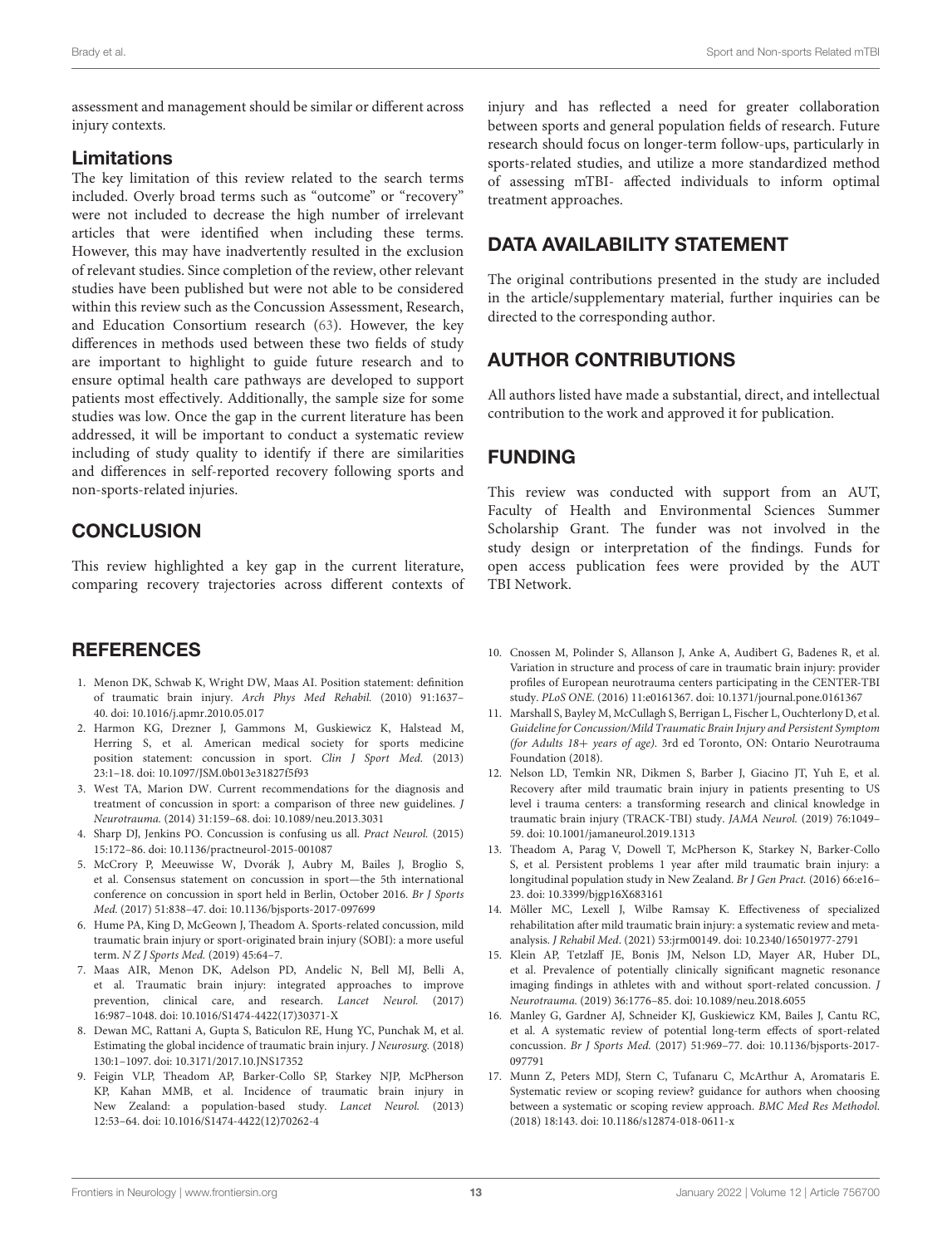assessment and management should be similar or different across injury contexts.

### Limitations

The key limitation of this review related to the search terms included. Overly broad terms such as "outcome" or "recovery" were not included to decrease the high number of irrelevant articles that were identified when including these terms. However, this may have inadvertently resulted in the exclusion of relevant studies. Since completion of the review, other relevant studies have been published but were not able to be considered within this review such as the Concussion Assessment, Research, and Education Consortium research (63). However, the key differences in methods used between these two fields of study are important to highlight to guide future research and to ensure optimal health care pathways are developed to support patients most effectively. Additionally, the sample size for some studies was low. Once the gap in the current literature has been addressed, it will be important to conduct a systematic review including of study quality to identify if there are similarities and differences in self-reported recovery following sports and non-sports-related injuries.

## CONCLUSION

This review highlighted a key gap in the current literature, comparing recovery trajectories across different contexts of injury and has reflected a need for greater collaboration between sports and general population fields of research. Future research should focus on longer-term follow-ups, particularly in sports-related studies, and utilize a more standardized method of assessing mTBI- affected individuals to inform optimal treatment approaches.

## DATA AVAILABILITY STATEMENT

The original contributions presented in the study are included in the article/supplementary material, further inquiries can be directed to the corresponding author.

## AUTHOR CONTRIBUTIONS

All authors listed have made a substantial, direct, and intellectual contribution to the work and approved it for publication.

## FUNDING

This review was conducted with support from an AUT, Faculty of Health and Environmental Sciences Summer Scholarship Grant. The funder was not involved in the study design or interpretation of the findings. Funds for open access publication fees were provided by the AUT TBI Network.

## REFERENCES

1. Menon DK, Schwab K, Wright DW, Maas AI. Position statement: definition of traumatic brain injury. *Arch Phys Med Rehabil.* (2010) 91:1637–40. doi: 10.1016/j.apmr.2010.05.017
2. Harmon KG, Drezner J, Gammons M, Guskiewicz K, Halstead M, Herring S, et al. American medical society for sports medicine position statement: concussion in sport. *Clin J Sport Med.* (2013) 23:1–18. doi: 10.1097/JSM.0b013e31827f5f93
3. West TA, Marion DW. Current recommendations for the diagnosis and treatment of concussion in sport: a comparison of three new guidelines. *J Neurotrauma.* (2014) 31:159–68. doi: 10.1089/neu.2013.3031
4. Sharp DJ, Jenkins PO. Concussion is confusing us all. *Pract Neurol.* (2015) 15:172–86. doi: 10.1136/practneurol-2015-001087
5. McCrory P, Meeuwisse W, Dvorák J, Aubry M, Bailes J, Broglio S, et al. Consensus statement on concussion in sport—the 5th international conference on concussion in sport held in Berlin, October 2016. *Br J Sports Med.* (2017) 51:838–47. doi: 10.1136/bjsports-2017-097699
6. Hume PA, King D, McGeown J, Theadom A. Sports-related concussion, mild traumatic brain injury or sport-originated brain injury (SOBI): a more useful term. *N Z J Sports Med.* (2019) 45:64–7.
7. Maas AIR, Menon DK, Adelson PD, Andelic N, Bell MJ, Belli A, et al. Traumatic brain injury: integrated approaches to improve prevention, clinical care, and research. *Lancet Neurol.* (2017) 16:987–1048. doi: 10.1016/S1474-4422(17)30371-X
8. Dewan MC, Rattani A, Gupta S, Baticulon RE, Hung YC, Punchak M, et al. Estimating the global incidence of traumatic brain injury. *J Neurosurg.* (2018) 130:1–1097. doi: 10.3171/2017.10.JNS17352
9. Feigin VLP, Theadom AP, Barker-Collo SP, Starkey NJP, McPherson KP, Kahan MMB, et al. Incidence of traumatic brain injury in New Zealand: a population-based study. *Lancet Neurol.* (2013) 12:53–64. doi: 10.1016/S1474-4422(12)70262-4
10. Cnossen M, Polinder S, Allanson J, Anke A, Audibert G, Badenes R, et al. Variation in structure and process of care in traumatic brain injury: provider profiles of European neurotrauma centers participating in the CENTER-TBI study. *PLoS ONE.* (2016) 11:e0161367. doi: 10.1371/journal.pone.0161367
11. Marshall S, Bayley M, McCullagh S, Berrigan L, Fischer L, Ouchterlony D, et al. *Guideline for Concussion/Mild Traumatic Brain Injury and Persistent Symptom (for Adults 18+ years of age).* 3rd ed Toronto, ON: Ontario Neurotrauma Foundation (2018).
12. Nelson LD, Temkin NR, Dikmen S, Barber J, Giacino JT, Yuh E, et al. Recovery after mild traumatic brain injury in patients presenting to US level i trauma centers: a transforming research and clinical knowledge in traumatic brain injury (TRACK-TBI) study. *JAMA Neurol.* (2019) 76:1049–59. doi: 10.1001/jamaneurol.2019.1313
13. Theadom A, Parag V, Dowell T, McPherson K, Starkey N, Barker-Collo S, et al. Persistent problems 1 year after mild traumatic brain injury: a longitudinal population study in New Zealand. *Br J Gen Pract.* (2016) 66:e16–23. doi: 10.3399/bjgp16X683161
14. Möller MC, Lexell J, Wilbe Ramsay K. Effectiveness of specialized rehabilitation after mild traumatic brain injury: a systematic review and meta-analysis. *J Rehabil Med*. (2021) 53:jrm00149. doi: 10.2340/16501977-2791
15. Klein AP, Tetzlaff JE, Bonis JM, Nelson LD, Mayer AR, Huber DL, et al. Prevalence of potentially clinically significant magnetic resonance imaging findings in athletes with and without sport-related concussion. *J Neurotrauma.* (2019) 36:1776–85. doi: 10.1089/neu.2018.6055
16. Manley G, Gardner AJ, Schneider KJ, Guskiewicz KM, Bailes J, Cantu RC, et al. A systematic review of potential long-term effects of sport-related concussion. *Br J Sports Med.* (2017) 51:969–77. doi: 10.1136/bjsports-2017-097791
17. Munn Z, Peters MDJ, Stern C, Tufanaru C, McArthur A, Aromataris E. Systematic review or scoping review? guidance for authors when choosing between a systematic or scoping review approach. *BMC Med Res Methodol.* (2018) 18:143. doi: 10.1186/s12874-018-0611-x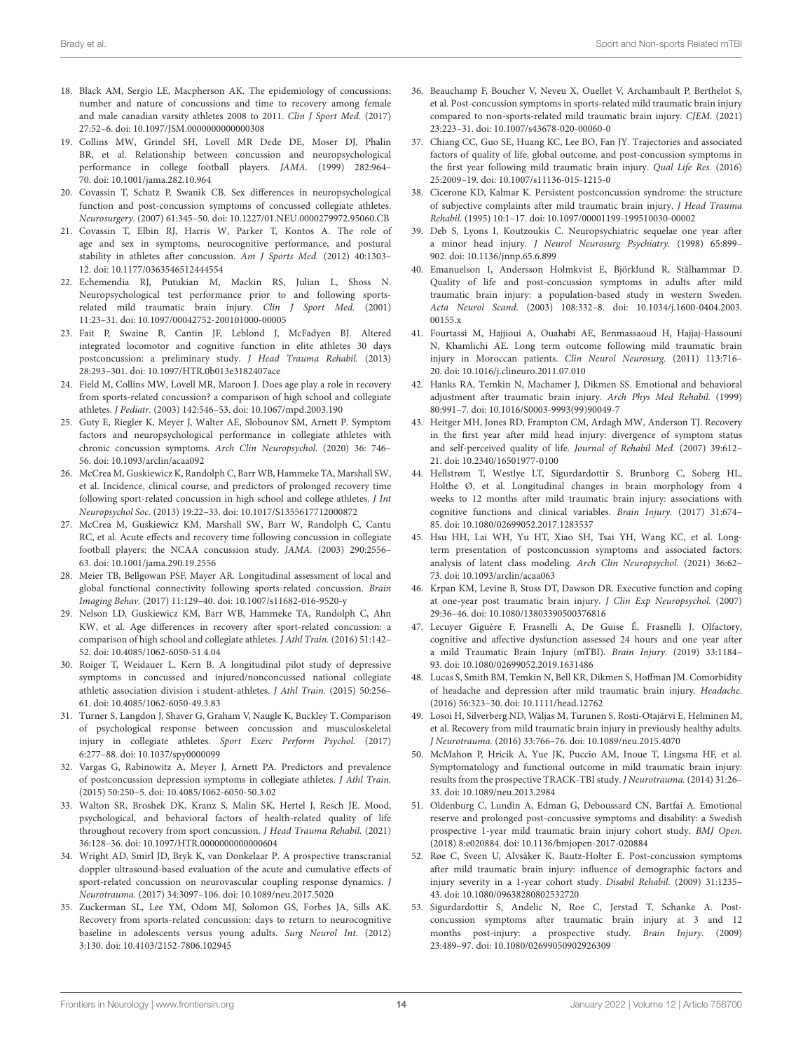18. Black AM, Sergio LE, Macpherson AK. The epidemiology of concussions: number and nature of concussions and time to recovery among female and male canadian varsity athletes 2008 to 2011. *Clin J Sport Med.* (2017) 27:52–6. doi: 10.1097/JSM.0000000000000308
19. Collins MW, Grindel SH, Lovell MR Dede DE, Moser DJ, Phalin BR, et al. Relationship between concussion and neuropsychological performance in college football players. *JAMA.* (1999) 282:964–70. doi: 10.1001/jama.282.10.964
20. Covassin T, Schatz P, Swanik CB. Sex differences in neuropsychological function and post-concussion symptoms of concussed collegiate athletes. *Neurosurgery.* (2007) 61:345–50. doi: 10.1227/01.NEU.0000279972.95060.CB
21. Covassin T, Elbin RJ, Harris W, Parker T, Kontos A. The role of age and sex in symptoms, neurocognitive performance, and postural stability in athletes after concussion. *Am J Sports Med.* (2012) 40:1303–12. doi: 10.1177/0363546512444554
22. Echemendia RJ, Putukian M, Mackin RS, Julian L, Shoss N. Neuropsychological test performance prior to and following sports-related mild traumatic brain injury. *Clin J Sport Med.* (2001) 11:23–31. doi: 10.1097/00042752-200101000-00005
23. Fait P, Swaine B, Cantin JF, Leblond J, McFadyen BJ. Altered integrated locomotor and cognitive function in elite athletes 30 days postconcussion: a preliminary study. *J Head Trauma Rehabil.* (2013) 28:293–301. doi: 10.1097/HTR.0b013e3182407ace
24. Field M, Collins MW, Lovell MR, Maroon J. Does age play a role in recovery from sports-related concussion? a comparison of high school and collegiate athletes. *J Pediatr.* (2003) 142:546–53. doi: 10.1067/mpd.2003.190
25. Guty E, Riegler K, Meyer J, Walter AE, Slobounov SM, Arnett P. Symptom factors and neuropsychological performance in collegiate athletes with chronic concussion symptoms. *Arch Clin Neuropsychol.* (2020) 36: 746–56. doi: 10.1093/arclin/acaa092
26. McCrea M, Guskiewicz K, Randolph C, Barr WB, Hammeke TA, Marshall SW, et al. Incidence, clinical course, and predictors of prolonged recovery time following sport-related concussion in high school and college athletes. *J Int Neuropsychol Soc.* (2013) 19:22–33. doi: 10.1017/S1355617712000872
27. McCrea M, Guskiewicz KM, Marshall SW, Barr W, Randolph C, Cantu RC, et al. Acute effects and recovery time following concussion in collegiate football players: the NCAA concussion study. *JAMA.* (2003) 290:2556–63. doi: 10.1001/jama.290.19.2556
28. Meier TB, Bellgowan PSF, Mayer AR. Longitudinal assessment of local and global functional connectivity following sports-related concussion. *Brain Imaging Behav.* (2017) 11:129–40. doi: 10.1007/s11682-016-9520-y
29. Nelson LD, Guskiewicz KM, Barr WB, Hammeke TA, Randolph C, Ahn KW, et al. Age differences in recovery after sport-related concussion: a comparison of high school and collegiate athletes. *J Athl Train.* (2016) 51:142–52. doi: 10.4085/1062-6050-51.4.04
30. Roiger T, Weidauer L, Kern B. A longitudinal pilot study of depressive symptoms in concussed and injured/nonconcussed national collegiate athletic association division i student-athletes. *J Athl Train.* (2015) 50:256–61. doi: 10.4085/1062-6050-49.3.83
31. Turner S, Langdon J, Shaver G, Graham V, Naugle K, Buckley T. Comparison of psychological response between concussion and musculoskeletal injury in collegiate athletes. *Sport Exerc Perform Psychol.* (2017) 6:277–88. doi: 10.1037/spy0000099
32. Vargas G, Rabinowitz A, Meyer J, Arnett PA. Predictors and prevalence of postconcussion depression symptoms in collegiate athletes. *J Athl Train.* (2015) 50:250–5. doi: 10.4085/1062-6050-50.3.02
33. Walton SR, Broshek DK, Kranz S, Malin SK, Hertel J, Resch JE. Mood, psychological, and behavioral factors of health-related quality of life throughout recovery from sport concussion. *J Head Trauma Rehabil.* (2021) 36:128–36. doi: 10.1097/HTR.0000000000000604
34. Wright AD, Smirl JD, Bryk K, van Donkelaar P. A prospective transcranial doppler ultrasound-based evaluation of the acute and cumulative effects of sport-related concussion on neurovascular coupling response dynamics. *J Neurotrauma.* (2017) 34:3097–106. doi: 10.1089/neu.2017.5020
35. Zuckerman SL, Lee YM, Odom MJ, Solomon GS, Forbes JA, Sills AK. Recovery from sports-related concussion: days to return to neurocognitive baseline in adolescents versus young adults. *Surg Neurol Int.* (2012) 3:130. doi: 10.4103/2152-7806.102945
36. Beauchamp F, Boucher V, Neveu X, Ouellet V, Archambault P, Berthelot S, et al. Post-concussion symptoms in sports-related mild traumatic brain injury compared to non-sports-related mild traumatic brain injury. *CJEM.* (2021) 23:223–31. doi: 10.1007/s43678-020-00060-0
37. Chiang CC, Guo SE, Huang KC, Lee BO, Fan JY. Trajectories and associated factors of quality of life, global outcome, and post-concussion symptoms in the first year following mild traumatic brain injury. *Qual Life Res.* (2016) 25:2009–19. doi: 10.1007/s11136-015-1215-0
38. Cicerone KD, Kalmar K. Persistent postconcussion syndrome: the structure of subjective complaints after mild traumatic brain injury. *J Head Trauma Rehabil.* (1995) 10:1–17. doi: 10.1097/00001199-199510030-00002
39. Deb S, Lyons I, Koutzoukis C. Neuropsychiatric sequelae one year after a minor head injury. *J Neurol Neurosurg Psychiatry.* (1998) 65:899–902. doi: 10.1136/jnnp.65.6.899
40. Emanuelson I, Andersson Holmkvist E, Björklund R, Stålhammar D. Quality of life and post-concussion symptoms in adults after mild traumatic brain injury: a population-based study in western Sweden. *Acta Neurol Scand.* (2003) 108:332–8. doi: 10.1034/j.1600-0404.2003.00155.x
41. Fourtassi M, Hajjioui A, Ouahabi AE, Benmassaoud H, Hajjaj-Hassouni N, Khamlichi AE. Long term outcome following mild traumatic brain injury in Moroccan patients. *Clin Neurol Neurosurg.* (2011) 113:716–20. doi: 10.1016/j.clineuro.2011.07.010
42. Hanks RA, Temkin N, Machamer J, Dikmen SS. Emotional and behavioral adjustment after traumatic brain injury. *Arch Phys Med Rehabil.* (1999) 80:991–7. doi: 10.1016/S0003-9993(99)90049-7
43. Heitger MH, Jones RD, Frampton CM, Ardagh MW, Anderson TJ. Recovery in the first year after mild head injury: divergence of symptom status and self-perceived quality of life. *Journal of Rehabil Med.* (2007) 39:612–21. doi: 10.2340/16501977-0100
44. Hellstrøm T, Westlye LT, Sigurdardottir S, Brunborg C, Soberg HL, Holthe Ø, et al. Longitudinal changes in brain morphology from 4 weeks to 12 months after mild traumatic brain injury: associations with cognitive functions and clinical variables. *Brain Injury.* (2017) 31:674–85. doi: 10.1080/02699052.2017.1283537
45. Hsu HH, Lai WH, Yu HT, Xiao SH, Tsai YH, Wang KC, et al. Long-term presentation of postconcussion symptoms and associated factors: analysis of latent class modeling. *Arch Clin Neuropsychol.* (2021) 36:62–73. doi: 10.1093/arclin/acaa063
46. Krpan KM, Levine B, Stuss DT, Dawson DR. Executive function and coping at one-year post traumatic brain injury. *J Clin Exp Neuropsychol.* (2007) 29:36–46. doi: 10.1080/13803390500376816
47. Lecuyer Giguère F, Frasnelli A, De Guise É, Frasnelli J. Olfactory, cognitive and affective dysfunction assessed 24 hours and one year after a mild Traumatic Brain Injury (mTBI). *Brain Injury.* (2019) 33:1184–93. doi: 10.1080/02699052.2019.1631486
48. Lucas S, Smith BM, Temkin N, Bell KR, Dikmen S, Hoffman JM. Comorbidity of headache and depression after mild traumatic brain injury. *Headache.* (2016) 56:323–30. doi: 10.1111/head.12762
49. Losoi H, Silverberg ND, Wäljas M, Turunen S, Rosti-Otajärvi E, Helminen M, et al. Recovery from mild traumatic brain injury in previously healthy adults. *J Neurotrauma.* (2016) 33:766–76. doi: 10.1089/neu.2015.4070
50. McMahon P, Hricik A, Yue JK, Puccio AM, Inoue T, Lingsma HF, et al. Symptomatology and functional outcome in mild traumatic brain injury: results from the prospective TRACK-TBI study. *J Neurotrauma.* (2014) 31:26–33. doi: 10.1089/neu.2013.2984
51. Oldenburg C, Lundin A, Edman G, Deboussard CN, Bartfai A. Emotional reserve and prolonged post-concussive symptoms and disability: a Swedish prospective 1-year mild traumatic brain injury cohort study. *BMJ Open.* (2018) 8:e020884. doi: 10.1136/bmjopen-2017-020884
52. Røe C, Sveen U, Alvsåker K, Bautz-Holter E. Post-concussion symptoms after mild traumatic brain injury: influence of demographic factors and injury severity in a 1-year cohort study. *Disabil Rehabil.* (2009) 31:1235–43. doi: 10.1080/09638280802532720
53. Sigurdardottir S, Andelic N, Roe C, Jerstad T, Schanke A. Post-concussion symptoms after traumatic brain injury at 3 and 12 months post-injury: a prospective study. *Brain Injury.* (2009) 23:489–97. doi: 10.1080/02699050902926309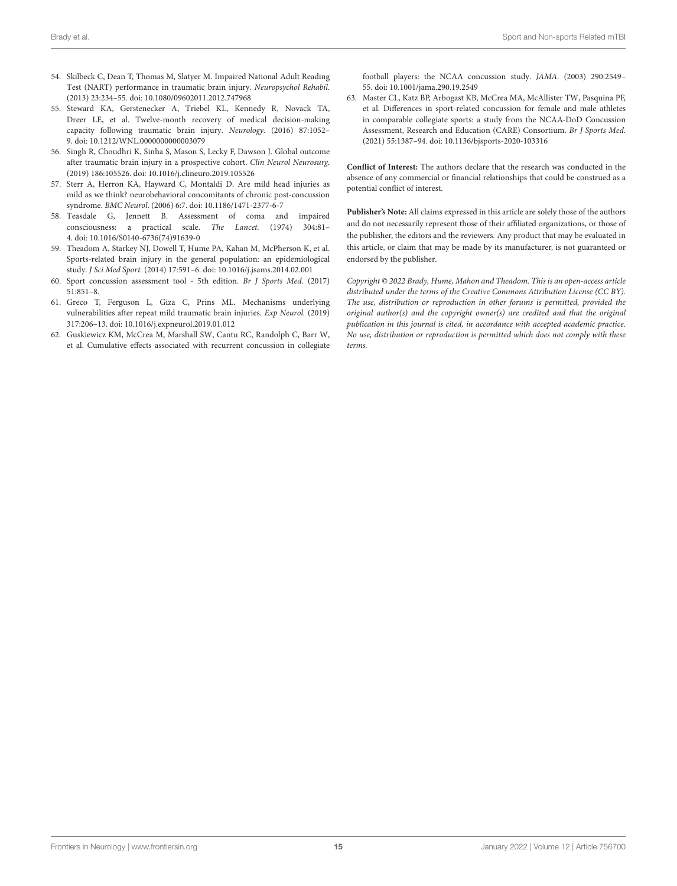54. Skilbeck C, Dean T, Thomas M, Slatyer M. Impaired National Adult Reading Test (NART) performance in traumatic brain injury. *Neuropsychol Rehabil.* (2013) 23:234–55. doi: 10.1080/09602011.2012.747968
55. Steward KA, Gerstenecker A, Triebel KL, Kennedy R, Novack TA, Dreer LE, et al. Twelve-month recovery of medical decision-making capacity following traumatic brain injury. *Neurology.* (2016) 87:1052–9. doi: 10.1212/WNL.0000000000003079
56. Singh R, Choudhri K, Sinha S, Mason S, Lecky F, Dawson J. Global outcome after traumatic brain injury in a prospective cohort. *Clin Neurol Neurosurg.* (2019) 186:105526. doi: 10.1016/j.clineuro.2019.105526
57. Sterr A, Herron KA, Hayward C, Montaldi D. Are mild head injuries as mild as we think? neurobehavioral concomitants of chronic post-concussion syndrome. *BMC Neurol.* (2006) 6:7. doi: 10.1186/1471-2377-6-7
58. Teasdale G, Jennett B. Assessment of coma and impaired consciousness: a practical scale. *The Lancet.* (1974) 304:81–4. doi: 10.1016/S0140-6736(74)91639-0
59. Theadom A, Starkey NJ, Dowell T, Hume PA, Kahan M, McPherson K, et al. Sports-related brain injury in the general population: an epidemiological study. *J Sci Med Sport.* (2014) 17:591–6. doi: 10.1016/j.jsams.2014.02.001
60. Sport concussion assessment tool - 5th edition. *Br J Sports Med.* (2017) 51:851–8.
61. Greco T, Ferguson L, Giza C, Prins ML. Mechanisms underlying vulnerabilities after repeat mild traumatic brain injuries. *Exp Neurol.* (2019) 317:206–13. doi: 10.1016/j.expneurol.2019.01.012
62. Guskiewicz KM, McCrea M, Marshall SW, Cantu RC, Randolph C, Barr W, et al. Cumulative effects associated with recurrent concussion in collegiate football players: the NCAA concussion study. *JAMA.* (2003) 290:2549–55. doi: 10.1001/jama.290.19.2549
63. Master CL, Katz BP, Arbogast KB, McCrea MA, McAllister TW, Pasquina PF, et al. Differences in sport-related concussion for female and male athletes in comparable collegiate sports: a study from the NCAA-DoD Concussion Assessment, Research and Education (CARE) Consortium. *Br J Sports Med.* (2021) 55:1387–94. doi: 10.1136/bjsports-2020-103316

**Conflict of Interest:** The authors declare that the research was conducted in the absence of any commercial or financial relationships that could be construed as a potential conflict of interest.

**Publisher's Note:** All claims expressed in this article are solely those of the authors and do not necessarily represent those of their affiliated organizations, or those of the publisher, the editors and the reviewers. Any product that may be evaluated in this article, or claim that may be made by its manufacturer, is not guaranteed or endorsed by the publisher.

*Copyright © 2022 Brady, Hume, Mahon and Theadom. This is an open-access article distributed under the terms of the Creative Commons Attribution License (CC BY). The use, distribution or reproduction in other forums is permitted, provided the original author(s) and the copyright owner(s) are credited and that the original publication in this journal is cited, in accordance with accepted academic practice. No use, distribution or reproduction is permitted which does not comply with these terms.*